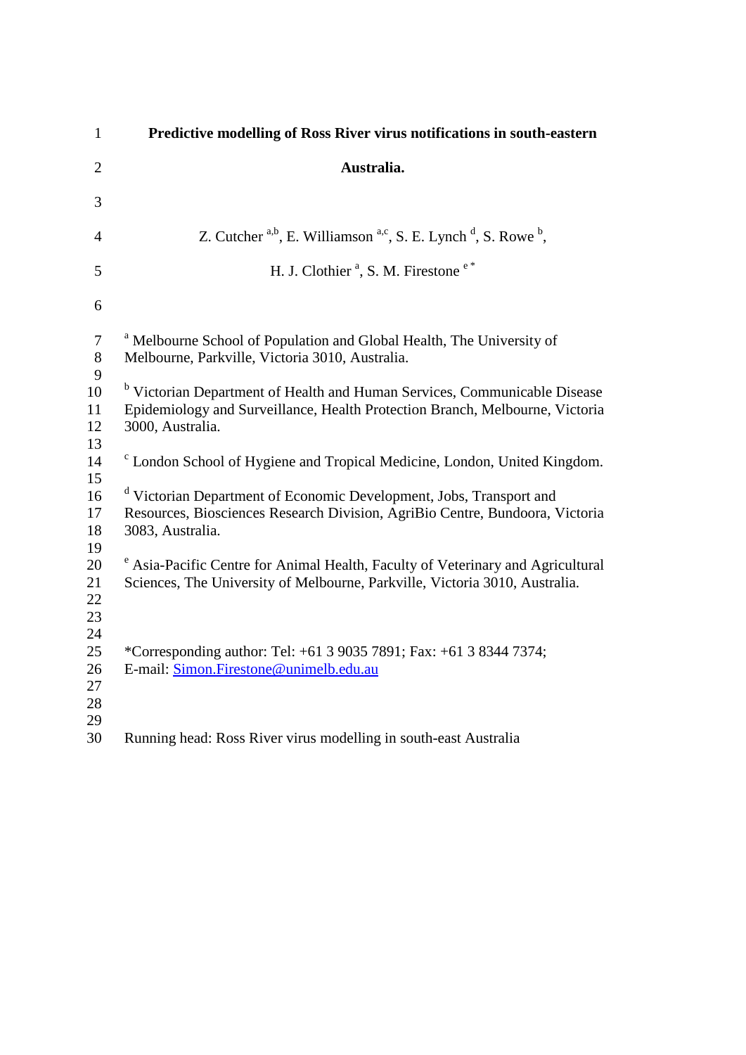# Predictive modelling of Ross River virus notifications in south-eastern Australia.

Z. Cutcher [a,b], E. Williamson [a,c], S. E. Lynch [d], S. Rowe [b], H. J. Clothier [a], S. M. Firestone [e *]

[a] Melbourne School of Population and Global Health, The University of Melbourne, Parkville, Victoria 3010, Australia.

[b] Victorian Department of Health and Human Services, Communicable Disease Epidemiology and Surveillance, Health Protection Branch, Melbourne, Victoria 3000, Australia.

[c] London School of Hygiene and Tropical Medicine, London, United Kingdom.

[d] Victorian Department of Economic Development, Jobs, Transport and Resources, Biosciences Research Division, AgriBio Centre, Bundoora, Victoria 3083, Australia.

[e] Asia-Pacific Centre for Animal Health, Faculty of Veterinary and Agricultural Sciences, The University of Melbourne, Parkville, Victoria 3010, Australia.

*Corresponding author: Tel: +61 3 9035 7891; Fax: +61 3 8344 7374;
E-mail: Simon.Firestone@unimelb.edu.au

Running head: Ross River virus modelling in south-east Australia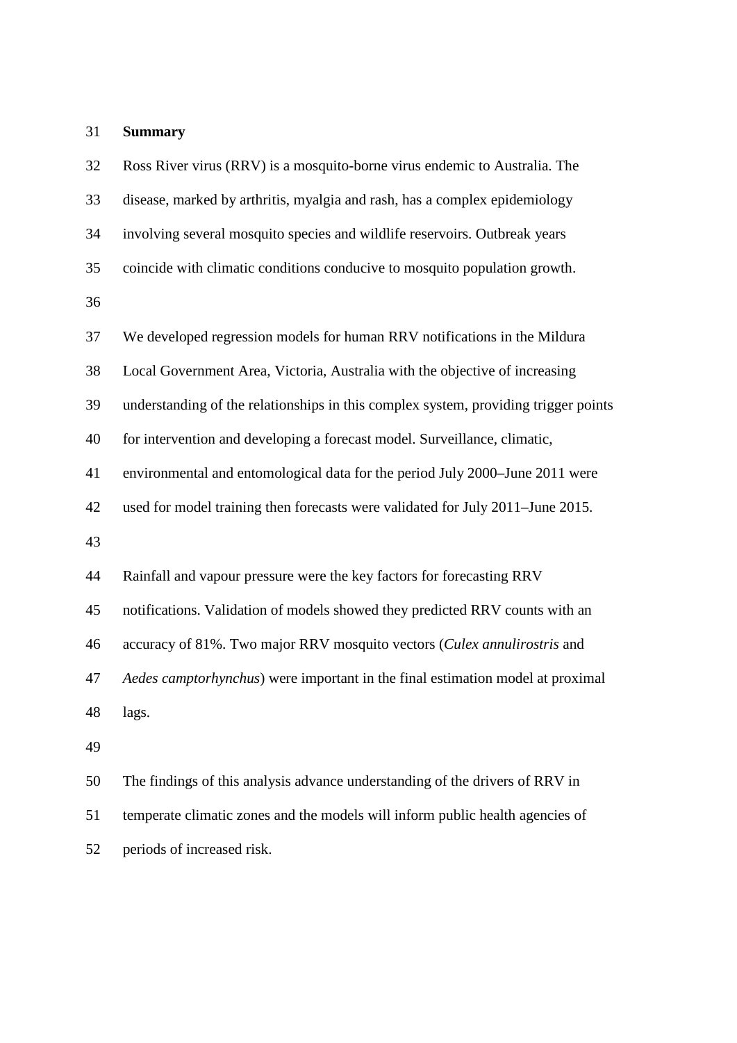**Summary**

Ross River virus (RRV) is a mosquito-borne virus endemic to Australia. The disease, marked by arthritis, myalgia and rash, has a complex epidemiology involving several mosquito species and wildlife reservoirs. Outbreak years coincide with climatic conditions conducive to mosquito population growth.

We developed regression models for human RRV notifications in the Mildura Local Government Area, Victoria, Australia with the objective of increasing understanding of the relationships in this complex system, providing trigger points for intervention and developing a forecast model. Surveillance, climatic, environmental and entomological data for the period July 2000–June 2011 were used for model training then forecasts were validated for July 2011–June 2015.

Rainfall and vapour pressure were the key factors for forecasting RRV notifications. Validation of models showed they predicted RRV counts with an accuracy of 81%. Two major RRV mosquito vectors (*Culex annulirostris* and *Aedes camptorhynchus*) were important in the final estimation model at proximal lags.

The findings of this analysis advance understanding of the drivers of RRV in temperate climatic zones and the models will inform public health agencies of periods of increased risk.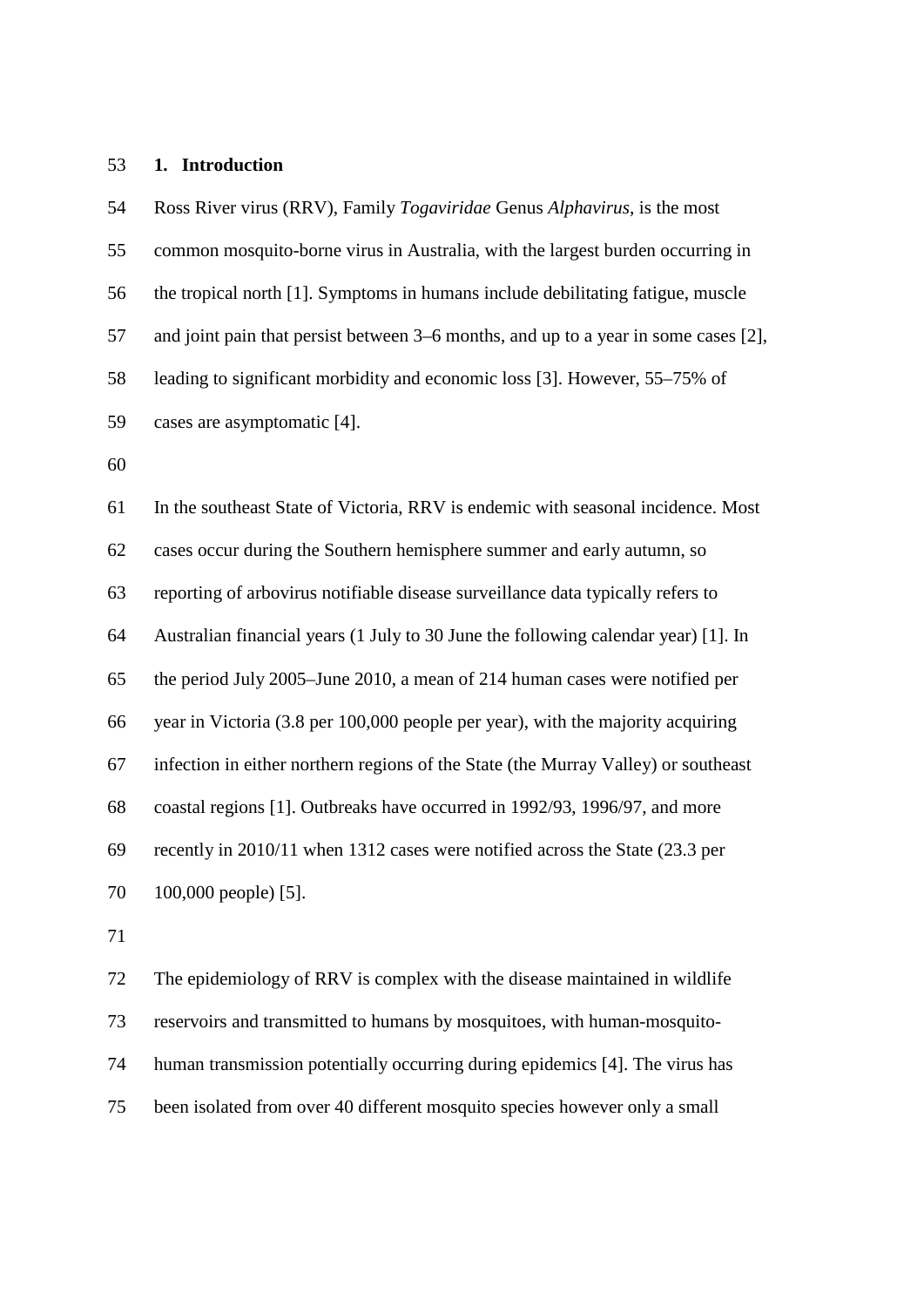## 1. Introduction

Ross River virus (RRV), Family *Togaviridae* Genus *Alphavirus*, is the most common mosquito-borne virus in Australia, with the largest burden occurring in the tropical north [1]. Symptoms in humans include debilitating fatigue, muscle and joint pain that persist between 3–6 months, and up to a year in some cases [2], leading to significant morbidity and economic loss [3]. However, 55–75% of cases are asymptomatic [4].

In the southeast State of Victoria, RRV is endemic with seasonal incidence. Most cases occur during the Southern hemisphere summer and early autumn, so reporting of arbovirus notifiable disease surveillance data typically refers to Australian financial years (1 July to 30 June the following calendar year) [1]. In the period July 2005–June 2010, a mean of 214 human cases were notified per year in Victoria (3.8 per 100,000 people per year), with the majority acquiring infection in either northern regions of the State (the Murray Valley) or southeast coastal regions [1]. Outbreaks have occurred in 1992/93, 1996/97, and more recently in 2010/11 when 1312 cases were notified across the State (23.3 per 100,000 people) [5].

The epidemiology of RRV is complex with the disease maintained in wildlife reservoirs and transmitted to humans by mosquitoes, with human-mosquito-human transmission potentially occurring during epidemics [4]. The virus has been isolated from over 40 different mosquito species however only a small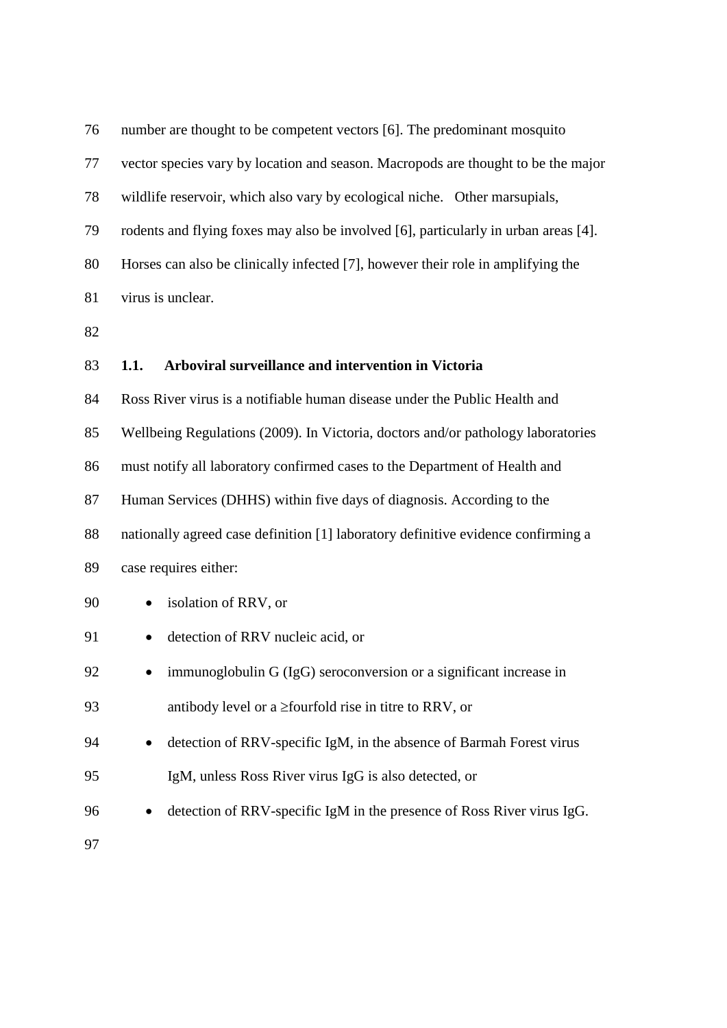number are thought to be competent vectors [6]. The predominant mosquito vector species vary by location and season. Macropods are thought to be the major wildlife reservoir, which also vary by ecological niche. Other marsupials, rodents and flying foxes may also be involved [6], particularly in urban areas [4]. Horses can also be clinically infected [7], however their role in amplifying the virus is unclear.

### 1.1. Arboviral surveillance and intervention in Victoria

Ross River virus is a notifiable human disease under the Public Health and Wellbeing Regulations (2009). In Victoria, doctors and/or pathology laboratories must notify all laboratory confirmed cases to the Department of Health and Human Services (DHHS) within five days of diagnosis. According to the nationally agreed case definition [1] laboratory definitive evidence confirming a case requires either:

- isolation of RRV, or
- detection of RRV nucleic acid, or
- immunoglobulin G (IgG) seroconversion or a significant increase in antibody level or a ≥fourfold rise in titre to RRV, or
- detection of RRV-specific IgM, in the absence of Barmah Forest virus IgM, unless Ross River virus IgG is also detected, or
- detection of RRV-specific IgM in the presence of Ross River virus IgG.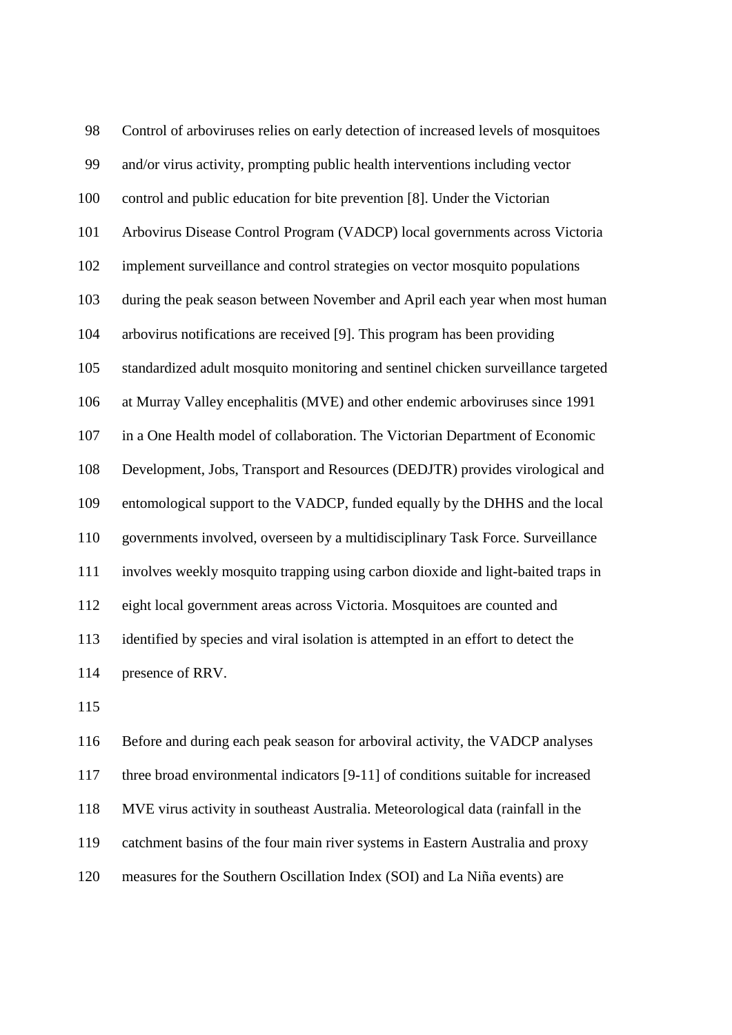Control of arboviruses relies on early detection of increased levels of mosquitoes and/or virus activity, prompting public health interventions including vector control and public education for bite prevention [8]. Under the Victorian Arbovirus Disease Control Program (VADCP) local governments across Victoria implement surveillance and control strategies on vector mosquito populations during the peak season between November and April each year when most human arbovirus notifications are received [9]. This program has been providing standardized adult mosquito monitoring and sentinel chicken surveillance targeted at Murray Valley encephalitis (MVE) and other endemic arboviruses since 1991 in a One Health model of collaboration. The Victorian Department of Economic Development, Jobs, Transport and Resources (DEDJTR) provides virological and entomological support to the VADCP, funded equally by the DHHS and the local governments involved, overseen by a multidisciplinary Task Force. Surveillance involves weekly mosquito trapping using carbon dioxide and light-baited traps in eight local government areas across Victoria. Mosquitoes are counted and identified by species and viral isolation is attempted in an effort to detect the presence of RRV.

Before and during each peak season for arboviral activity, the VADCP analyses three broad environmental indicators [9-11] of conditions suitable for increased MVE virus activity in southeast Australia. Meteorological data (rainfall in the catchment basins of the four main river systems in Eastern Australia and proxy measures for the Southern Oscillation Index (SOI) and La Niña events) are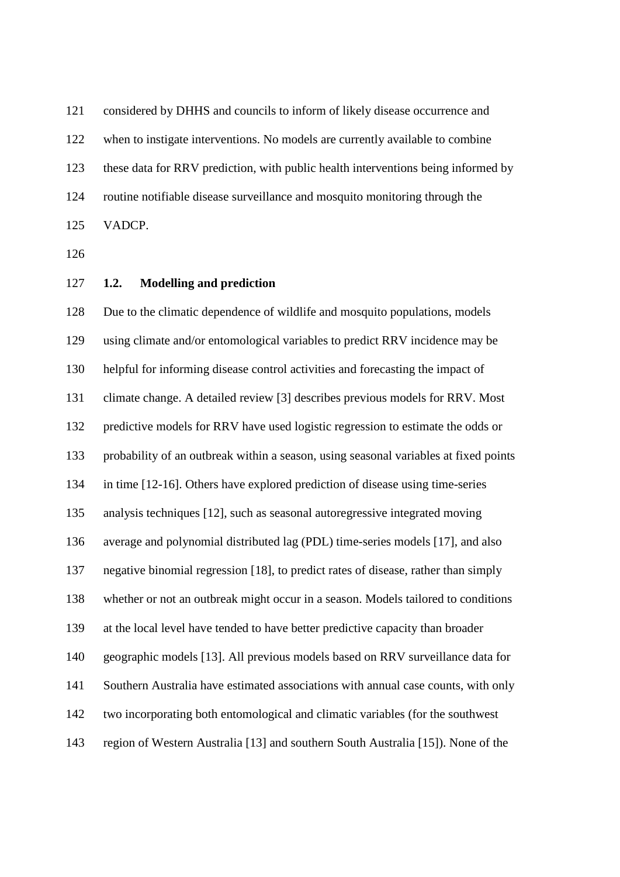considered by DHHS and councils to inform of likely disease occurrence and when to instigate interventions. No models are currently available to combine these data for RRV prediction, with public health interventions being informed by routine notifiable disease surveillance and mosquito monitoring through the VADCP.

### 1.2. Modelling and prediction

Due to the climatic dependence of wildlife and mosquito populations, models using climate and/or entomological variables to predict RRV incidence may be helpful for informing disease control activities and forecasting the impact of climate change. A detailed review [3] describes previous models for RRV. Most predictive models for RRV have used logistic regression to estimate the odds or probability of an outbreak within a season, using seasonal variables at fixed points in time [12-16]. Others have explored prediction of disease using time-series analysis techniques [12], such as seasonal autoregressive integrated moving average and polynomial distributed lag (PDL) time-series models [17], and also negative binomial regression [18], to predict rates of disease, rather than simply whether or not an outbreak might occur in a season. Models tailored to conditions at the local level have tended to have better predictive capacity than broader geographic models [13]. All previous models based on RRV surveillance data for Southern Australia have estimated associations with annual case counts, with only two incorporating both entomological and climatic variables (for the southwest region of Western Australia [13] and southern South Australia [15]). None of the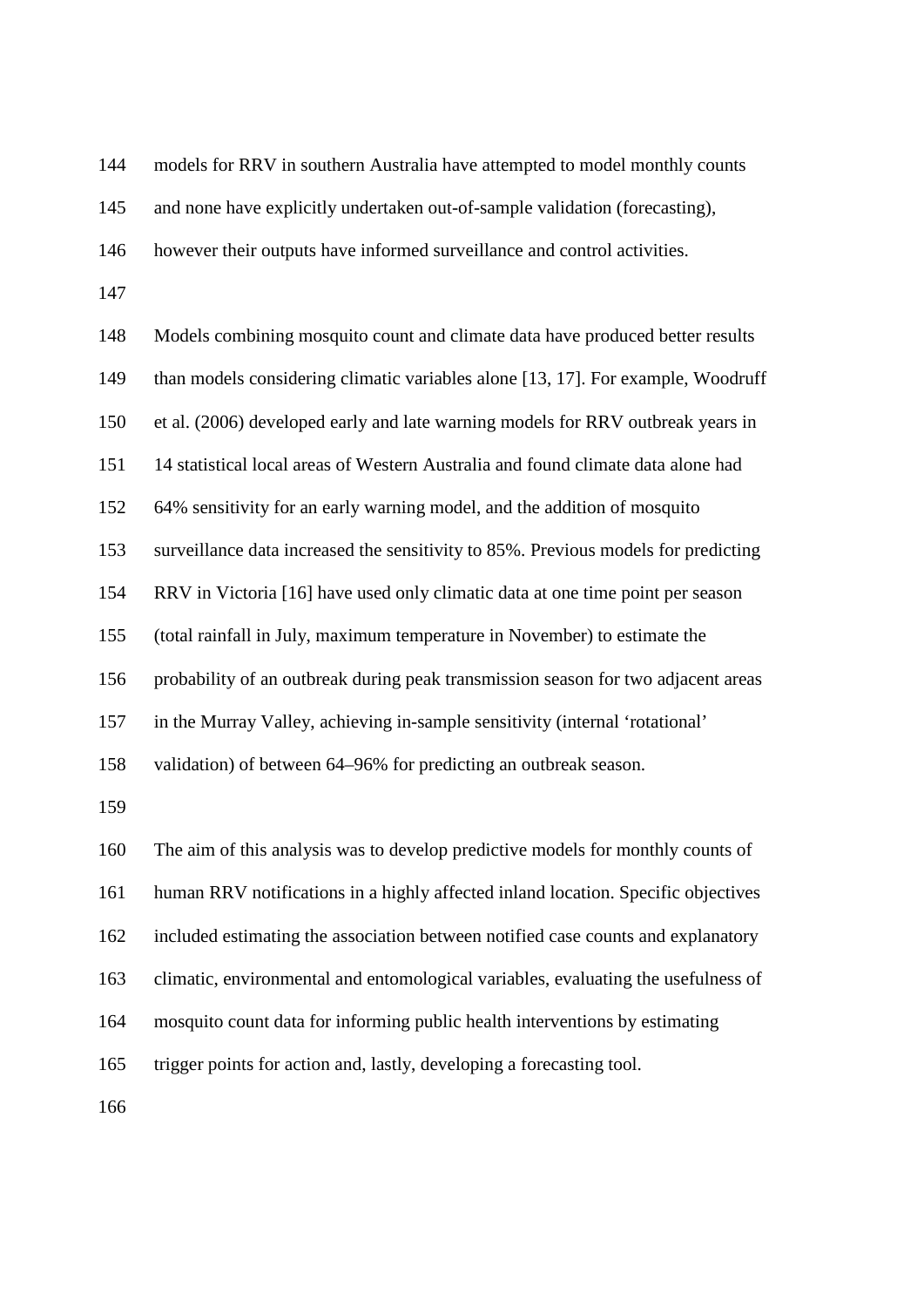models for RRV in southern Australia have attempted to model monthly counts and none have explicitly undertaken out-of-sample validation (forecasting), however their outputs have informed surveillance and control activities.

Models combining mosquito count and climate data have produced better results than models considering climatic variables alone [13, 17]. For example, Woodruff et al. (2006) developed early and late warning models for RRV outbreak years in 14 statistical local areas of Western Australia and found climate data alone had 64% sensitivity for an early warning model, and the addition of mosquito surveillance data increased the sensitivity to 85%. Previous models for predicting RRV in Victoria [16] have used only climatic data at one time point per season (total rainfall in July, maximum temperature in November) to estimate the probability of an outbreak during peak transmission season for two adjacent areas in the Murray Valley, achieving in-sample sensitivity (internal 'rotational' validation) of between 64–96% for predicting an outbreak season.

The aim of this analysis was to develop predictive models for monthly counts of human RRV notifications in a highly affected inland location. Specific objectives included estimating the association between notified case counts and explanatory climatic, environmental and entomological variables, evaluating the usefulness of mosquito count data for informing public health interventions by estimating trigger points for action and, lastly, developing a forecasting tool.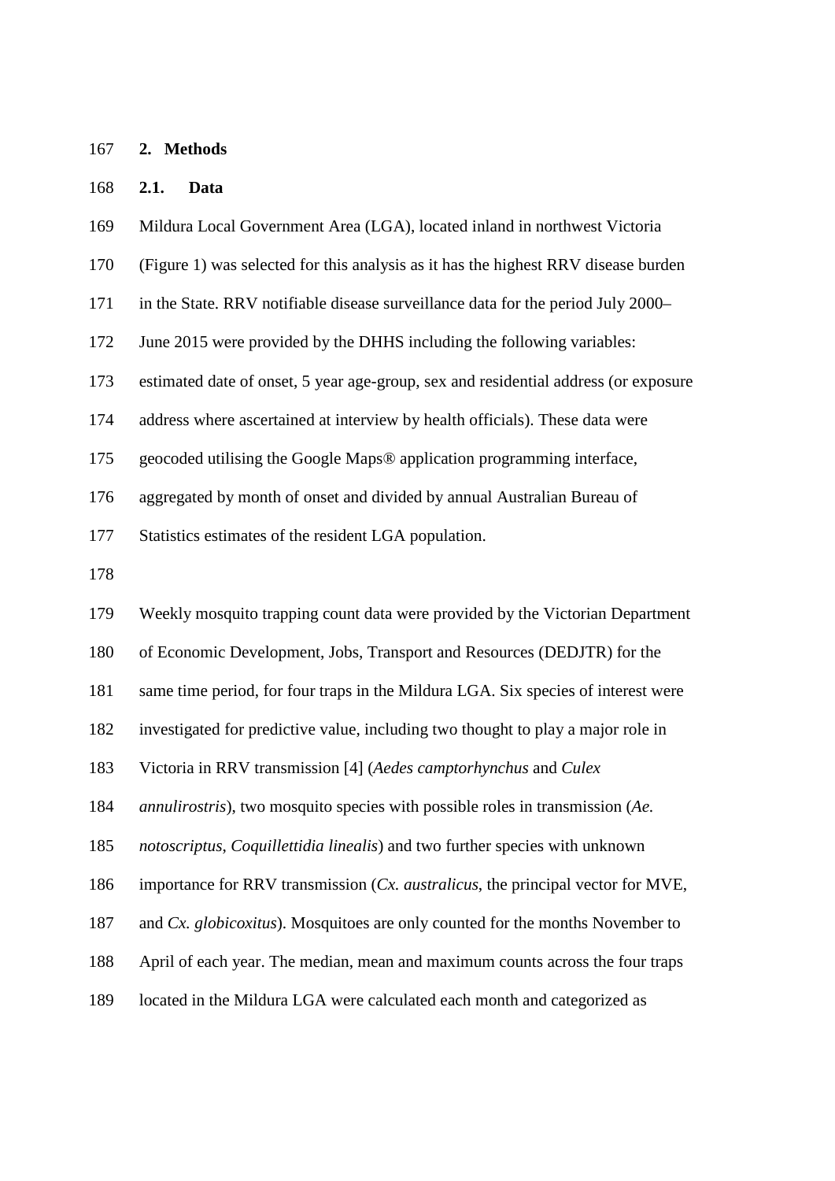## 2. Methods

### 2.1. Data

Mildura Local Government Area (LGA), located inland in northwest Victoria (Figure 1) was selected for this analysis as it has the highest RRV disease burden in the State. RRV notifiable disease surveillance data for the period July 2000–June 2015 were provided by the DHHS including the following variables: estimated date of onset, 5 year age-group, sex and residential address (or exposure address where ascertained at interview by health officials). These data were geocoded utilising the Google Maps® application programming interface, aggregated by month of onset and divided by annual Australian Bureau of Statistics estimates of the resident LGA population.

Weekly mosquito trapping count data were provided by the Victorian Department of Economic Development, Jobs, Transport and Resources (DEDJTR) for the same time period, for four traps in the Mildura LGA. Six species of interest were investigated for predictive value, including two thought to play a major role in Victoria in RRV transmission [4] (*Aedes camptorhynchus* and *Culex annulirostris*), two mosquito species with possible roles in transmission (*Ae. notoscriptus*, *Coquillettidia linealis*) and two further species with unknown importance for RRV transmission (*Cx. australicus*, the principal vector for MVE, and *Cx. globicoxitus*). Mosquitoes are only counted for the months November to April of each year. The median, mean and maximum counts across the four traps located in the Mildura LGA were calculated each month and categorized as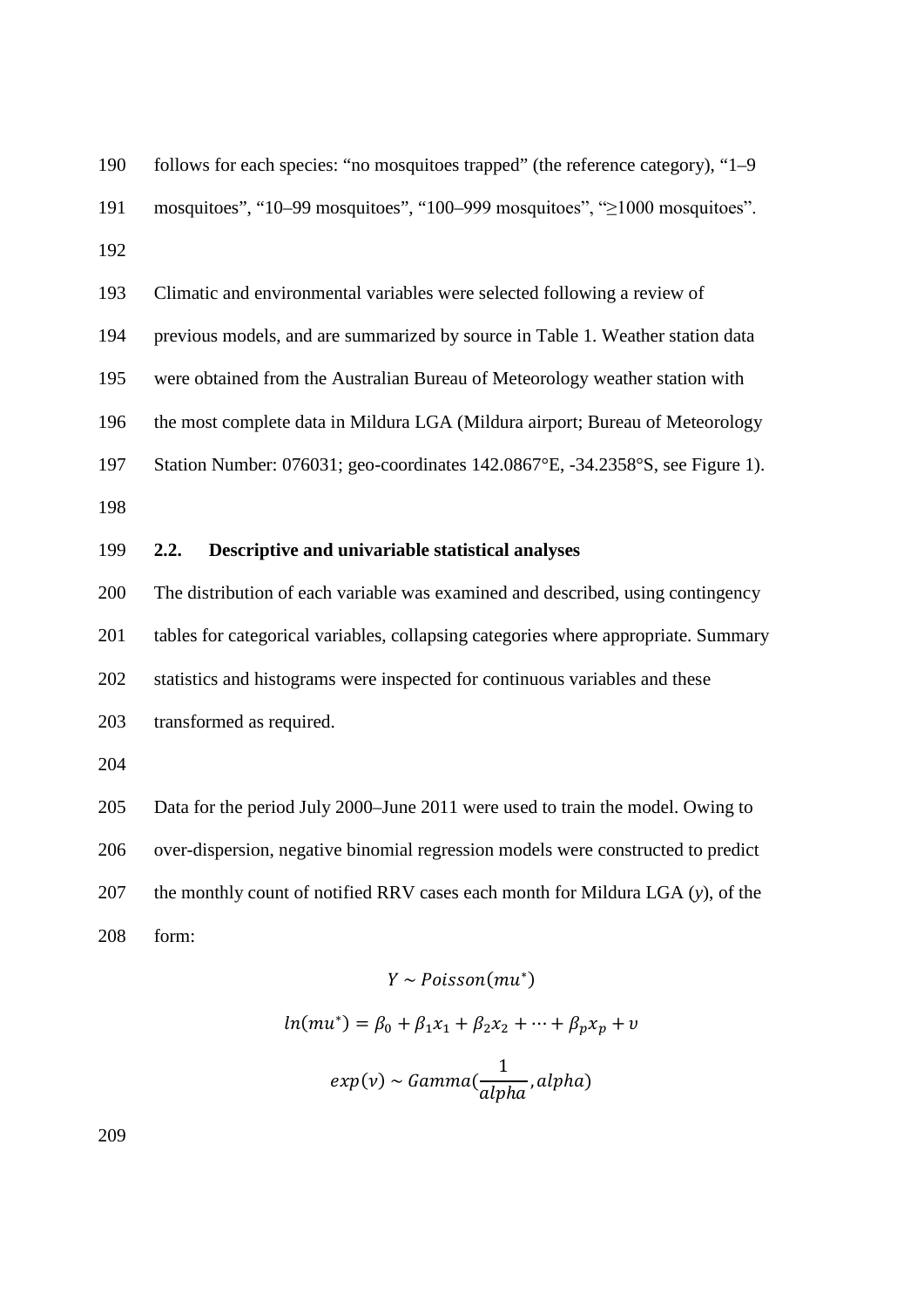follows for each species: “no mosquitoes trapped” (the reference category), “1–9 mosquitoes”, “10–99 mosquitoes”, “100–999 mosquitoes”, “≥1000 mosquitoes”.

Climatic and environmental variables were selected following a review of previous models, and are summarized by source in Table 1. Weather station data were obtained from the Australian Bureau of Meteorology weather station with the most complete data in Mildura LGA (Mildura airport; Bureau of Meteorology Station Number: 076031; geo-coordinates 142.0867°E, -34.2358°S, see Figure 1).

## 2.2. Descriptive and univariable statistical analyses

The distribution of each variable was examined and described, using contingency tables for categorical variables, collapsing categories where appropriate. Summary statistics and histograms were inspected for continuous variables and these transformed as required.

Data for the period July 2000–June 2011 were used to train the model. Owing to over-dispersion, negative binomial regression models were constructed to predict the monthly count of notified RRV cases each month for Mildura LGA ($y$), of the form:

$$Y \sim Poisson(mu^{*})$$

$$ln(mu^{*}) = \beta_0 + \beta_1 x_1 + \beta_2 x_2 + \cdots + \beta_p x_p + \upsilon$$

$$exp(\upsilon) \sim Gamma(\frac{1}{alpha}, alpha)$$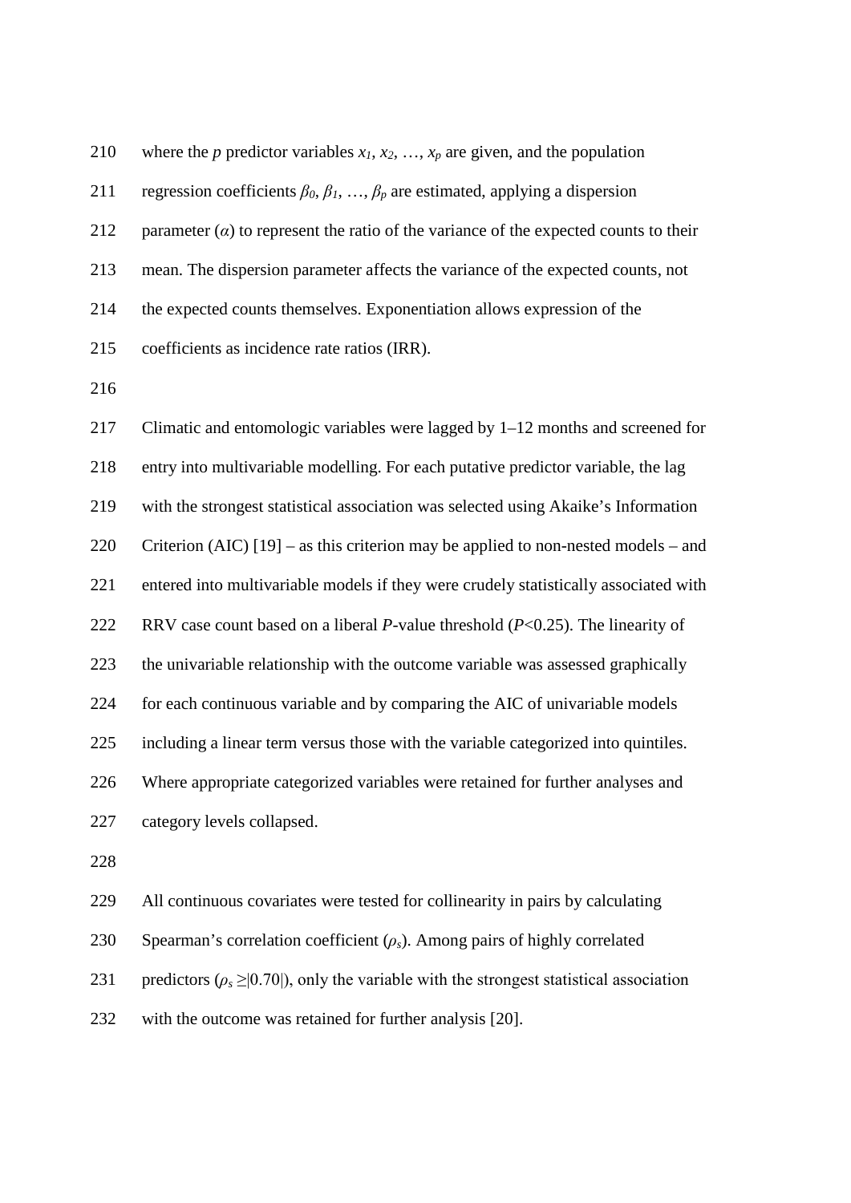where the $p$ predictor variables $x_1$, $x_2$, …, $x_p$ are given, and the population regression coefficients $\beta_0$, $\beta_1$, …, $\beta_p$ are estimated, applying a dispersion parameter ($\alpha$) to represent the ratio of the variance of the expected counts to their mean. The dispersion parameter affects the variance of the expected counts, not the expected counts themselves. Exponentiation allows expression of the coefficients as incidence rate ratios (IRR).

Climatic and entomologic variables were lagged by 1–12 months and screened for entry into multivariable modelling. For each putative predictor variable, the lag with the strongest statistical association was selected using Akaike's Information Criterion (AIC) [19] – as this criterion may be applied to non-nested models – and entered into multivariable models if they were crudely statistically associated with RRV case count based on a liberal $P$-value threshold ($P$<0.25). The linearity of the univariable relationship with the outcome variable was assessed graphically for each continuous variable and by comparing the AIC of univariable models including a linear term versus those with the variable categorized into quintiles. Where appropriate categorized variables were retained for further analyses and category levels collapsed.

All continuous covariates were tested for collinearity in pairs by calculating Spearman's correlation coefficient ($\rho_s$). Among pairs of highly correlated predictors ($\rho_s \geq |0.70|$), only the variable with the strongest statistical association with the outcome was retained for further analysis [20].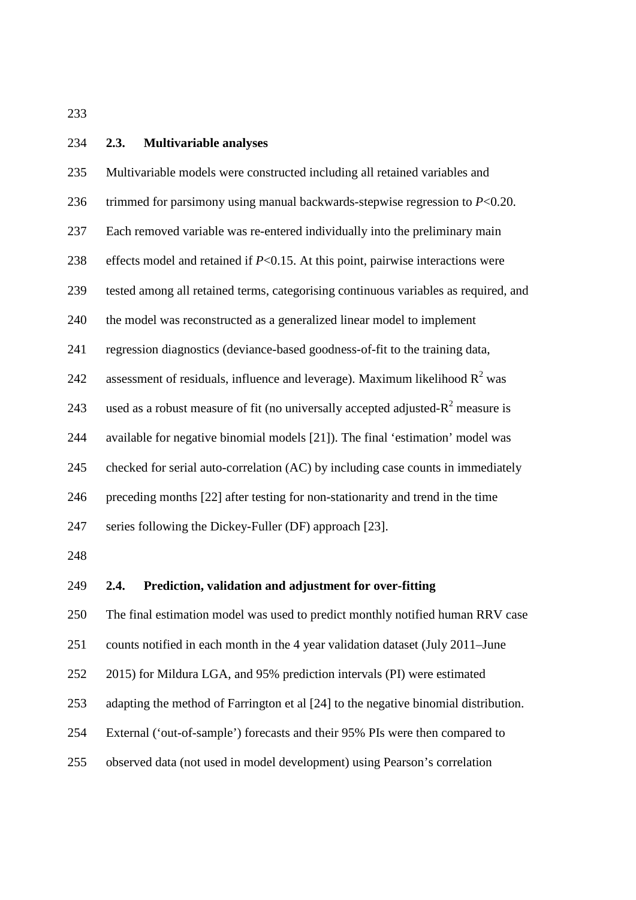## 2.3. Multivariable analyses

Multivariable models were constructed including all retained variables and trimmed for parsimony using manual backwards-stepwise regression to $P<0.20$. Each removed variable was re-entered individually into the preliminary main effects model and retained if $P<0.15$. At this point, pairwise interactions were tested among all retained terms, categorising continuous variables as required, and the model was reconstructed as a generalized linear model to implement regression diagnostics (deviance-based goodness-of-fit to the training data, assessment of residuals, influence and leverage). Maximum likelihood $R^2$ was used as a robust measure of fit (no universally accepted adjusted-$R^2$ measure is available for negative binomial models [21]). The final 'estimation' model was checked for serial auto-correlation (AC) by including case counts in immediately preceding months [22] after testing for non-stationarity and trend in the time series following the Dickey-Fuller (DF) approach [23].

## 2.4. Prediction, validation and adjustment for over-fitting

The final estimation model was used to predict monthly notified human RRV case counts notified in each month in the 4 year validation dataset (July 2011–June 2015) for Mildura LGA, and 95% prediction intervals (PI) were estimated adapting the method of Farrington et al [24] to the negative binomial distribution. External ('out-of-sample') forecasts and their 95% PIs were then compared to observed data (not used in model development) using Pearson's correlation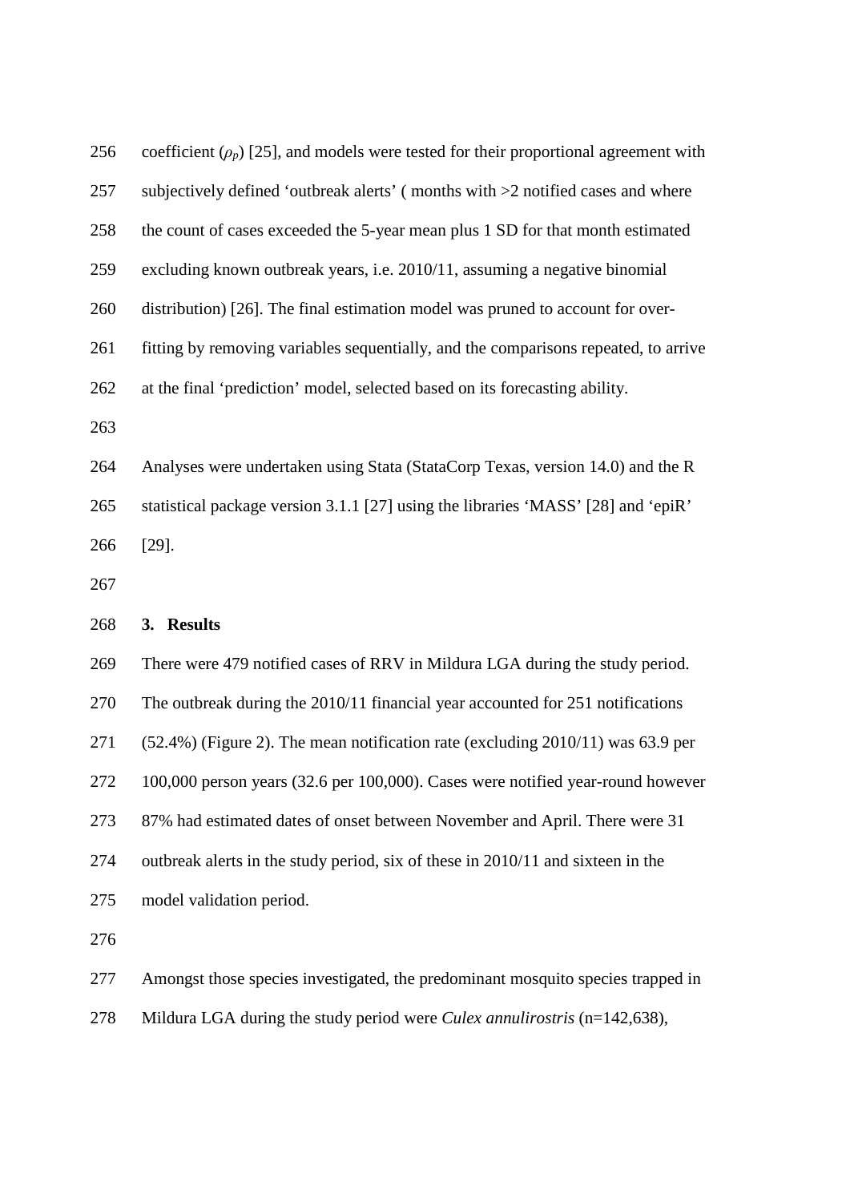coefficient ($\rho_p$) [25], and models were tested for their proportional agreement with subjectively defined 'outbreak alerts' ( months with >2 notified cases and where the count of cases exceeded the 5-year mean plus 1 SD for that month estimated excluding known outbreak years, i.e. 2010/11, assuming a negative binomial distribution) [26]. The final estimation model was pruned to account for over-fitting by removing variables sequentially, and the comparisons repeated, to arrive at the final 'prediction' model, selected based on its forecasting ability.

Analyses were undertaken using Stata (StataCorp Texas, version 14.0) and the R statistical package version 3.1.1 [27] using the libraries 'MASS' [28] and 'epiR' [29].

## 3. Results

There were 479 notified cases of RRV in Mildura LGA during the study period. The outbreak during the 2010/11 financial year accounted for 251 notifications (52.4%) (Figure 2). The mean notification rate (excluding 2010/11) was 63.9 per 100,000 person years (32.6 per 100,000). Cases were notified year-round however 87% had estimated dates of onset between November and April. There were 31 outbreak alerts in the study period, six of these in 2010/11 and sixteen in the model validation period.

Amongst those species investigated, the predominant mosquito species trapped in Mildura LGA during the study period were *Culex annulirostris* (n=142,638),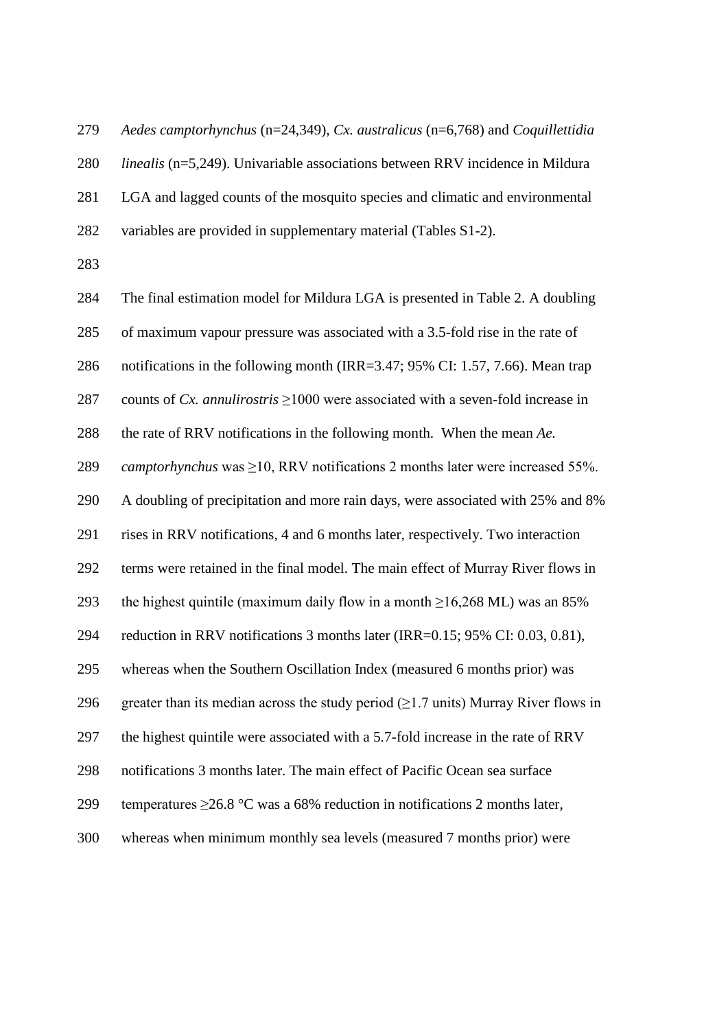*Aedes camptorhynchus* (n=24,349), *Cx. australicus* (n=6,768) and *Coquillettidia linealis* (n=5,249). Univariable associations between RRV incidence in Mildura LGA and lagged counts of the mosquito species and climatic and environmental variables are provided in supplementary material (Tables S1-2).

The final estimation model for Mildura LGA is presented in Table 2. A doubling of maximum vapour pressure was associated with a 3.5-fold rise in the rate of notifications in the following month (IRR=3.47; 95% CI: 1.57, 7.66). Mean trap counts of *Cx. annulirostris* ≥1000 were associated with a seven-fold increase in the rate of RRV notifications in the following month. When the mean *Ae. camptorhynchus* was ≥10, RRV notifications 2 months later were increased 55%. A doubling of precipitation and more rain days, were associated with 25% and 8% rises in RRV notifications, 4 and 6 months later, respectively. Two interaction terms were retained in the final model. The main effect of Murray River flows in the highest quintile (maximum daily flow in a month ≥16,268 ML) was an 85% reduction in RRV notifications 3 months later (IRR=0.15; 95% CI: 0.03, 0.81), whereas when the Southern Oscillation Index (measured 6 months prior) was greater than its median across the study period (≥1.7 units) Murray River flows in the highest quintile were associated with a 5.7-fold increase in the rate of RRV notifications 3 months later. The main effect of Pacific Ocean sea surface temperatures ≥26.8 °C was a 68% reduction in notifications 2 months later, whereas when minimum monthly sea levels (measured 7 months prior) were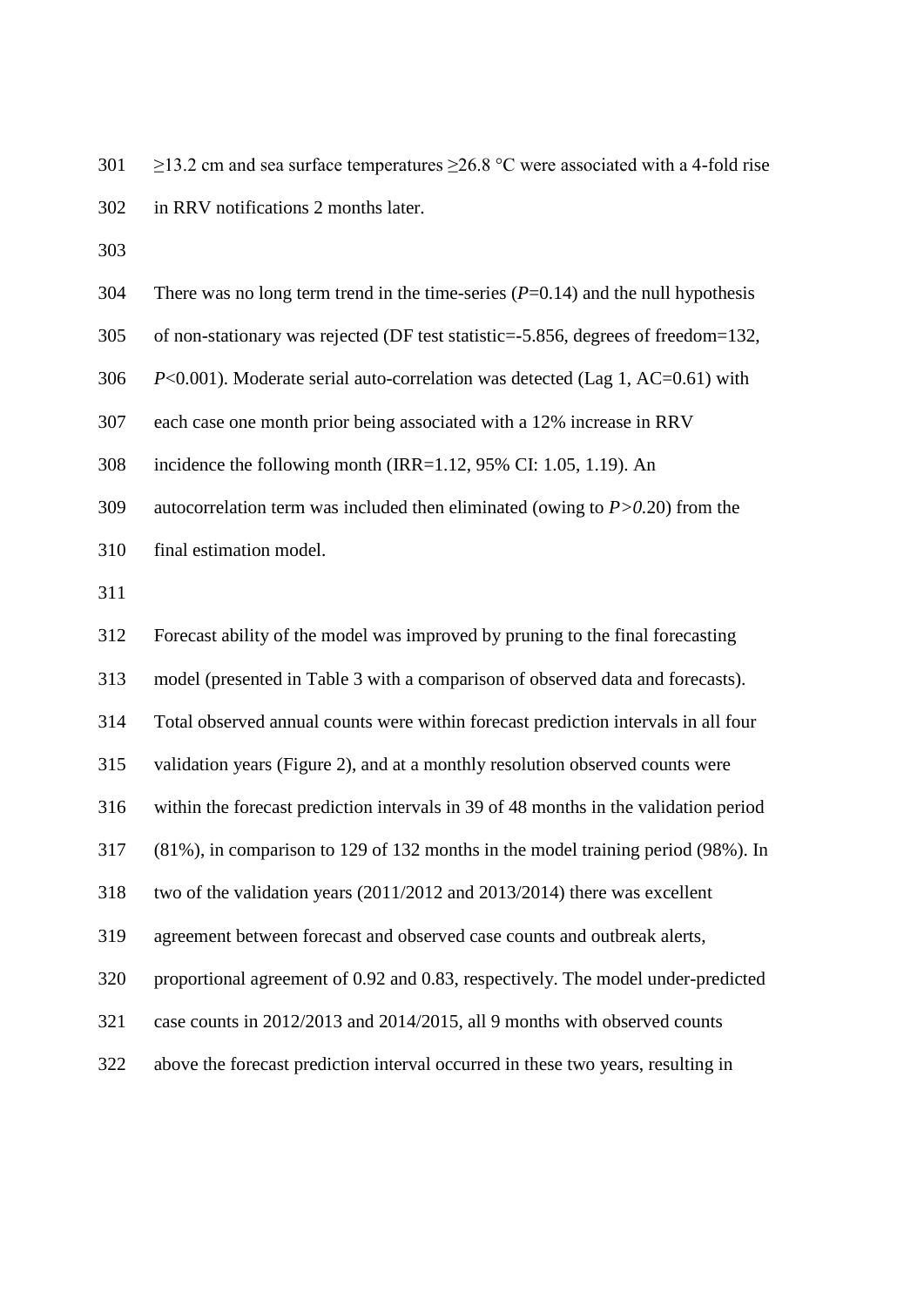≥13.2 cm and sea surface temperatures ≥26.8 °C were associated with a 4-fold rise in RRV notifications 2 months later.

There was no long term trend in the time-series ($P$=0.14) and the null hypothesis of non-stationary was rejected (DF test statistic=-5.856, degrees of freedom=132, $P$<0.001). Moderate serial auto-correlation was detected (Lag 1, AC=0.61) with each case one month prior being associated with a 12% increase in RRV incidence the following month (IRR=1.12, 95% CI: 1.05, 1.19). An autocorrelation term was included then eliminated (owing to $P>0.20$) from the final estimation model.

Forecast ability of the model was improved by pruning to the final forecasting model (presented in Table 3 with a comparison of observed data and forecasts). Total observed annual counts were within forecast prediction intervals in all four validation years (Figure 2), and at a monthly resolution observed counts were within the forecast prediction intervals in 39 of 48 months in the validation period (81%), in comparison to 129 of 132 months in the model training period (98%). In two of the validation years (2011/2012 and 2013/2014) there was excellent agreement between forecast and observed case counts and outbreak alerts, proportional agreement of 0.92 and 0.83, respectively. The model under-predicted case counts in 2012/2013 and 2014/2015, all 9 months with observed counts above the forecast prediction interval occurred in these two years, resulting in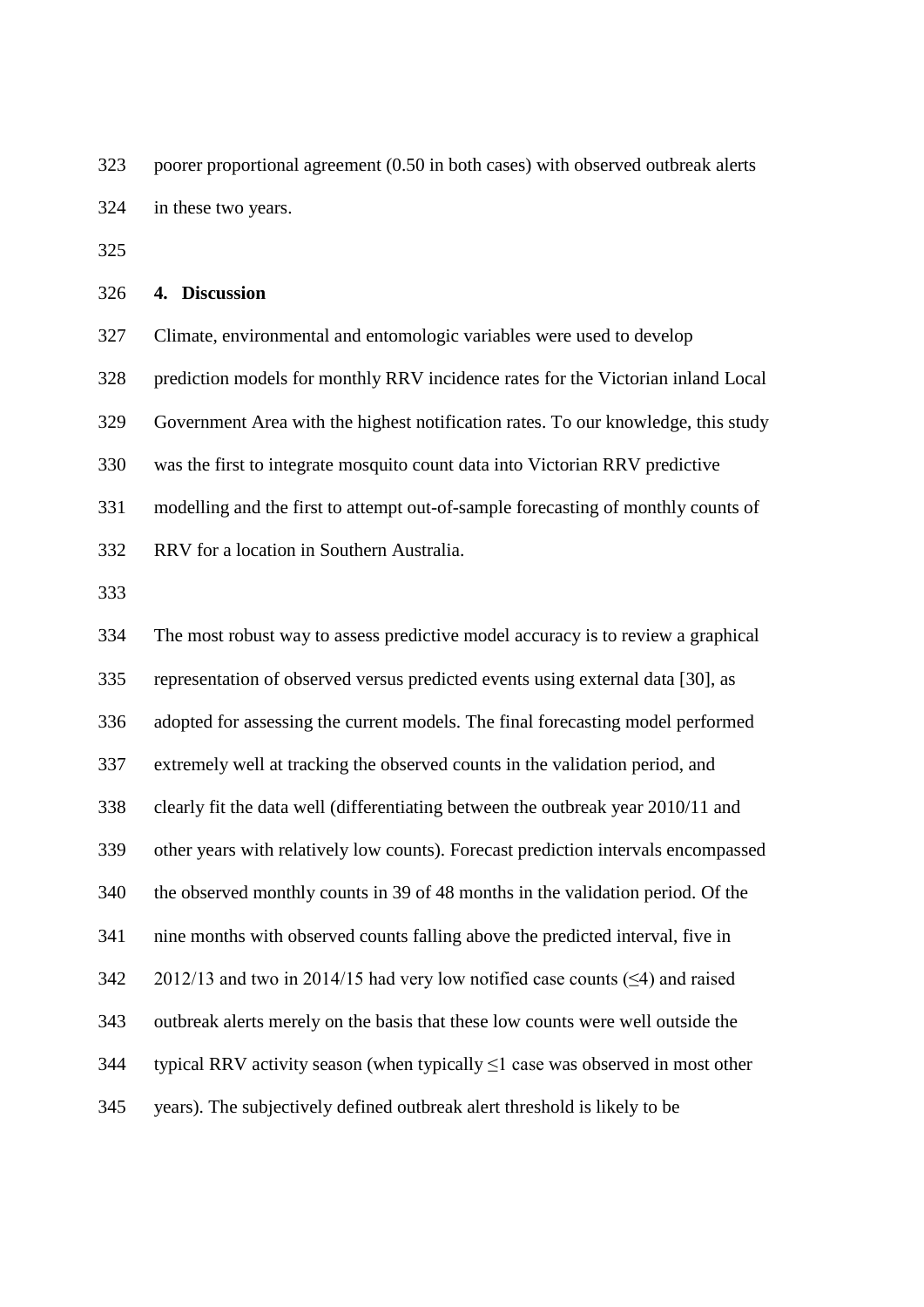poorer proportional agreement (0.50 in both cases) with observed outbreak alerts in these two years.

## 4. Discussion

Climate, environmental and entomologic variables were used to develop prediction models for monthly RRV incidence rates for the Victorian inland Local Government Area with the highest notification rates. To our knowledge, this study was the first to integrate mosquito count data into Victorian RRV predictive modelling and the first to attempt out-of-sample forecasting of monthly counts of RRV for a location in Southern Australia.

The most robust way to assess predictive model accuracy is to review a graphical representation of observed versus predicted events using external data [30], as adopted for assessing the current models. The final forecasting model performed extremely well at tracking the observed counts in the validation period, and clearly fit the data well (differentiating between the outbreak year 2010/11 and other years with relatively low counts). Forecast prediction intervals encompassed the observed monthly counts in 39 of 48 months in the validation period. Of the nine months with observed counts falling above the predicted interval, five in 2012/13 and two in 2014/15 had very low notified case counts (≤4) and raised outbreak alerts merely on the basis that these low counts were well outside the typical RRV activity season (when typically ≤1 case was observed in most other years). The subjectively defined outbreak alert threshold is likely to be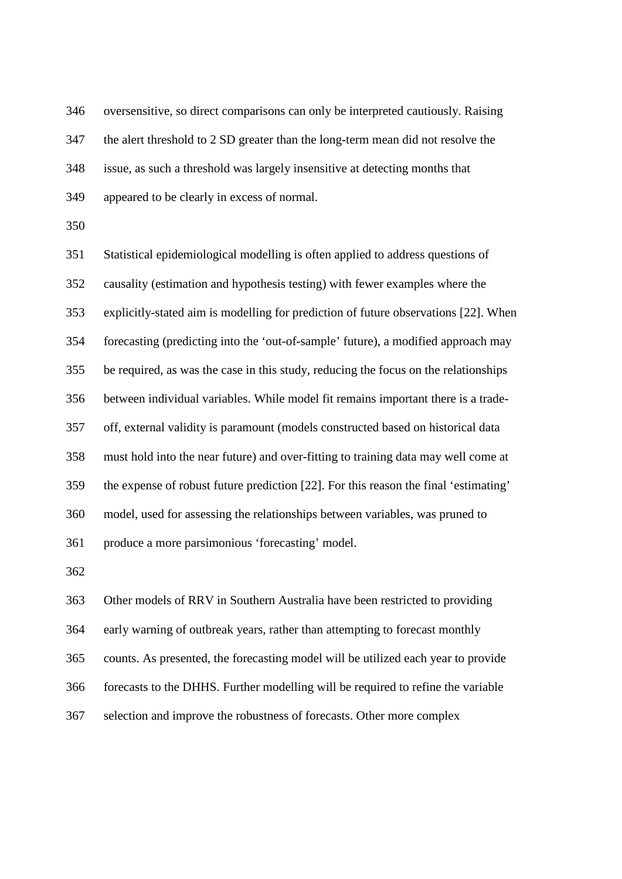oversensitive, so direct comparisons can only be interpreted cautiously. Raising the alert threshold to 2 SD greater than the long-term mean did not resolve the issue, as such a threshold was largely insensitive at detecting months that appeared to be clearly in excess of normal.

Statistical epidemiological modelling is often applied to address questions of causality (estimation and hypothesis testing) with fewer examples where the explicitly-stated aim is modelling for prediction of future observations [22]. When forecasting (predicting into the 'out-of-sample' future), a modified approach may be required, as was the case in this study, reducing the focus on the relationships between individual variables. While model fit remains important there is a trade-off, external validity is paramount (models constructed based on historical data must hold into the near future) and over-fitting to training data may well come at the expense of robust future prediction [22]. For this reason the final 'estimating' model, used for assessing the relationships between variables, was pruned to produce a more parsimonious 'forecasting' model.

Other models of RRV in Southern Australia have been restricted to providing early warning of outbreak years, rather than attempting to forecast monthly counts. As presented, the forecasting model will be utilized each year to provide forecasts to the DHHS. Further modelling will be required to refine the variable selection and improve the robustness of forecasts. Other more complex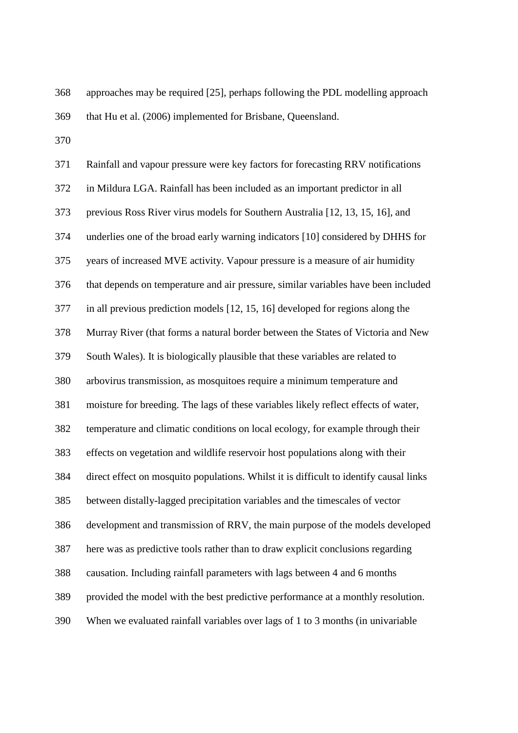approaches may be required [25], perhaps following the PDL modelling approach that Hu et al. (2006) implemented for Brisbane, Queensland.

Rainfall and vapour pressure were key factors for forecasting RRV notifications in Mildura LGA. Rainfall has been included as an important predictor in all previous Ross River virus models for Southern Australia [12, 13, 15, 16], and underlies one of the broad early warning indicators [10] considered by DHHS for years of increased MVE activity. Vapour pressure is a measure of air humidity that depends on temperature and air pressure, similar variables have been included in all previous prediction models [12, 15, 16] developed for regions along the Murray River (that forms a natural border between the States of Victoria and New South Wales). It is biologically plausible that these variables are related to arbovirus transmission, as mosquitoes require a minimum temperature and moisture for breeding. The lags of these variables likely reflect effects of water, temperature and climatic conditions on local ecology, for example through their effects on vegetation and wildlife reservoir host populations along with their direct effect on mosquito populations. Whilst it is difficult to identify causal links between distally-lagged precipitation variables and the timescales of vector development and transmission of RRV, the main purpose of the models developed here was as predictive tools rather than to draw explicit conclusions regarding causation. Including rainfall parameters with lags between 4 and 6 months provided the model with the best predictive performance at a monthly resolution. When we evaluated rainfall variables over lags of 1 to 3 months (in univariable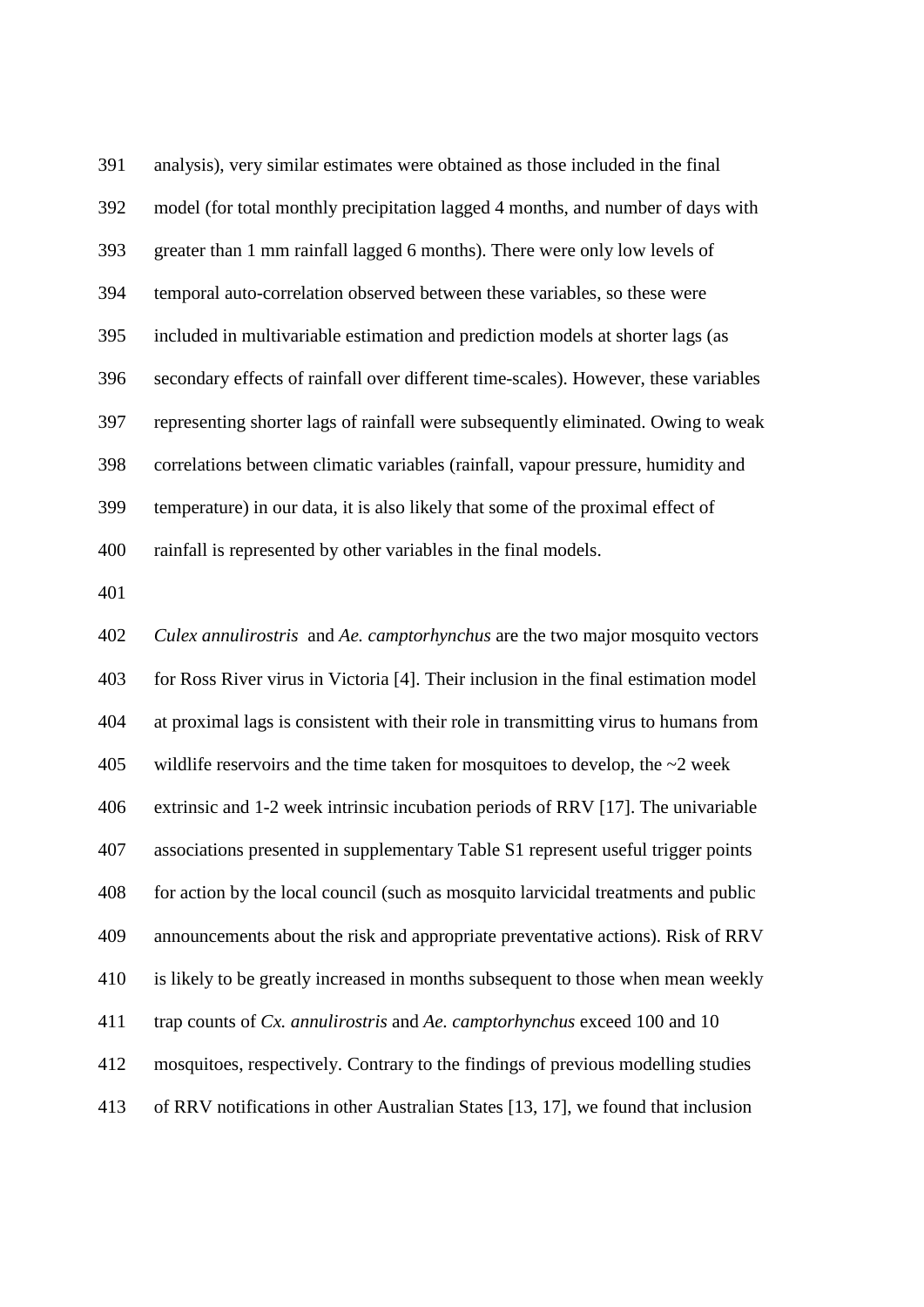analysis), very similar estimates were obtained as those included in the final model (for total monthly precipitation lagged 4 months, and number of days with greater than 1 mm rainfall lagged 6 months). There were only low levels of temporal auto-correlation observed between these variables, so these were included in multivariable estimation and prediction models at shorter lags (as secondary effects of rainfall over different time-scales). However, these variables representing shorter lags of rainfall were subsequently eliminated. Owing to weak correlations between climatic variables (rainfall, vapour pressure, humidity and temperature) in our data, it is also likely that some of the proximal effect of rainfall is represented by other variables in the final models.

*Culex annulirostris* and *Ae. camptorhynchus* are the two major mosquito vectors for Ross River virus in Victoria [4]. Their inclusion in the final estimation model at proximal lags is consistent with their role in transmitting virus to humans from wildlife reservoirs and the time taken for mosquitoes to develop, the ~2 week extrinsic and 1-2 week intrinsic incubation periods of RRV [17]. The univariable associations presented in supplementary Table S1 represent useful trigger points for action by the local council (such as mosquito larvicidal treatments and public announcements about the risk and appropriate preventative actions). Risk of RRV is likely to be greatly increased in months subsequent to those when mean weekly trap counts of *Cx. annulirostris* and *Ae. camptorhynchus* exceed 100 and 10 mosquitoes, respectively. Contrary to the findings of previous modelling studies of RRV notifications in other Australian States [13, 17], we found that inclusion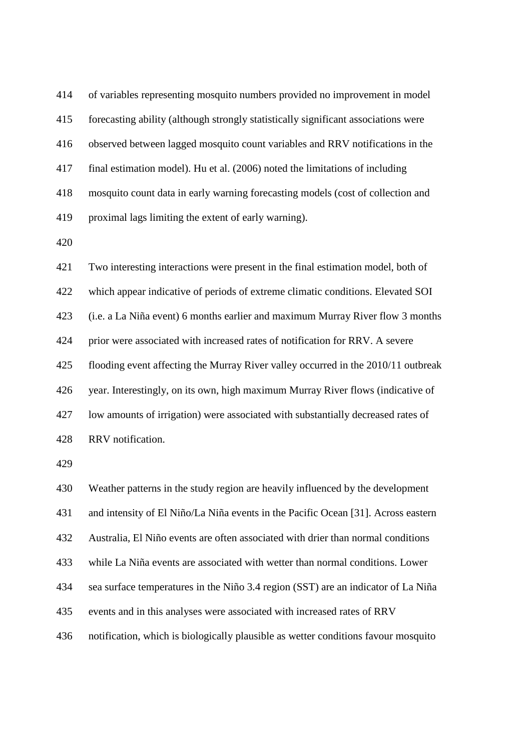of variables representing mosquito numbers provided no improvement in model forecasting ability (although strongly statistically significant associations were observed between lagged mosquito count variables and RRV notifications in the final estimation model). Hu et al. (2006) noted the limitations of including mosquito count data in early warning forecasting models (cost of collection and proximal lags limiting the extent of early warning).

Two interesting interactions were present in the final estimation model, both of which appear indicative of periods of extreme climatic conditions. Elevated SOI (i.e. a La Niña event) 6 months earlier and maximum Murray River flow 3 months prior were associated with increased rates of notification for RRV. A severe flooding event affecting the Murray River valley occurred in the 2010/11 outbreak year. Interestingly, on its own, high maximum Murray River flows (indicative of low amounts of irrigation) were associated with substantially decreased rates of RRV notification.

Weather patterns in the study region are heavily influenced by the development and intensity of El Niño/La Niña events in the Pacific Ocean [31]. Across eastern Australia, El Niño events are often associated with drier than normal conditions while La Niña events are associated with wetter than normal conditions. Lower sea surface temperatures in the Niño 3.4 region (SST) are an indicator of La Niña events and in this analyses were associated with increased rates of RRV notification, which is biologically plausible as wetter conditions favour mosquito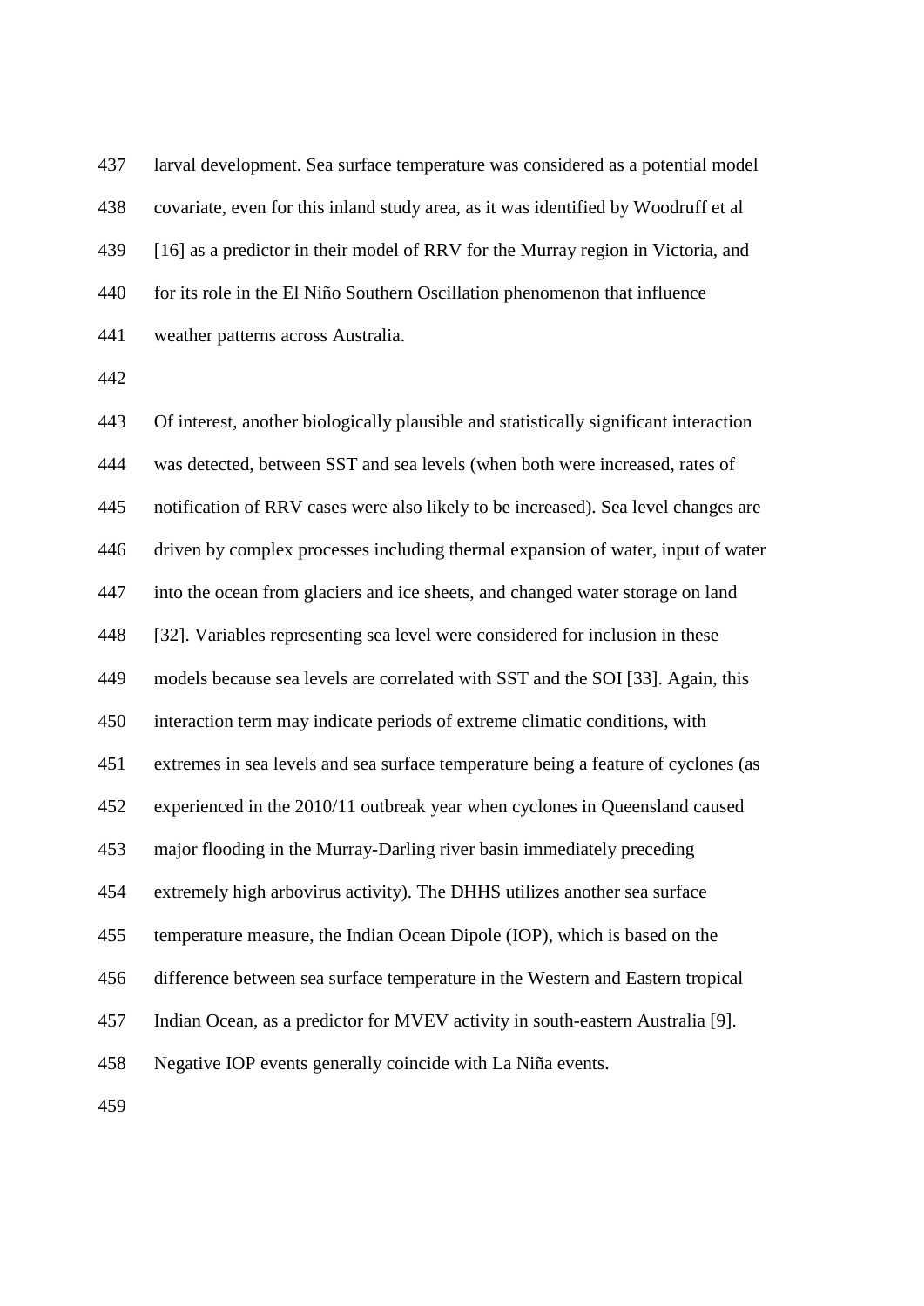larval development. Sea surface temperature was considered as a potential model covariate, even for this inland study area, as it was identified by Woodruff et al [16] as a predictor in their model of RRV for the Murray region in Victoria, and for its role in the El Niño Southern Oscillation phenomenon that influence weather patterns across Australia.

Of interest, another biologically plausible and statistically significant interaction was detected, between SST and sea levels (when both were increased, rates of notification of RRV cases were also likely to be increased). Sea level changes are driven by complex processes including thermal expansion of water, input of water into the ocean from glaciers and ice sheets, and changed water storage on land [32]. Variables representing sea level were considered for inclusion in these models because sea levels are correlated with SST and the SOI [33]. Again, this interaction term may indicate periods of extreme climatic conditions, with extremes in sea levels and sea surface temperature being a feature of cyclones (as experienced in the 2010/11 outbreak year when cyclones in Queensland caused major flooding in the Murray-Darling river basin immediately preceding extremely high arbovirus activity). The DHHS utilizes another sea surface temperature measure, the Indian Ocean Dipole (IOP), which is based on the difference between sea surface temperature in the Western and Eastern tropical Indian Ocean, as a predictor for MVEV activity in south-eastern Australia [9]. Negative IOP events generally coincide with La Niña events.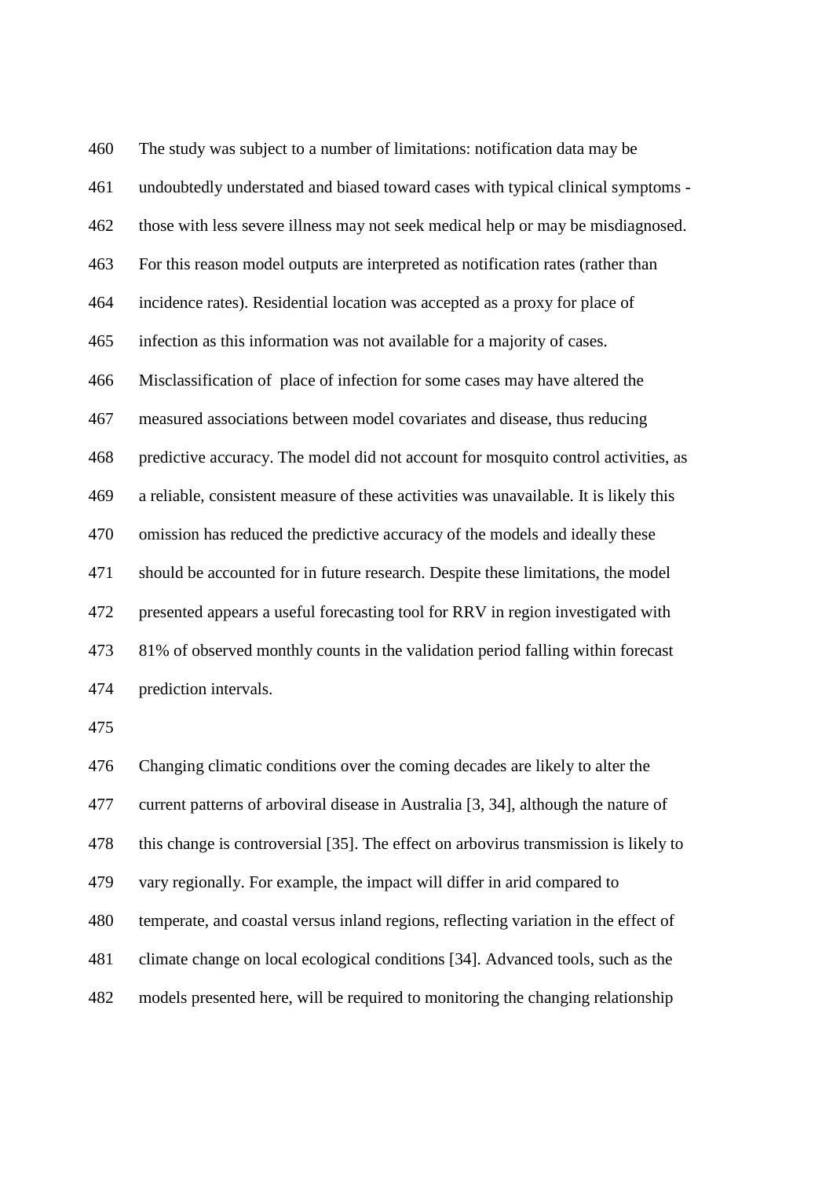The study was subject to a number of limitations: notification data may be undoubtedly understated and biased toward cases with typical clinical symptoms - those with less severe illness may not seek medical help or may be misdiagnosed. For this reason model outputs are interpreted as notification rates (rather than incidence rates). Residential location was accepted as a proxy for place of infection as this information was not available for a majority of cases. Misclassification of place of infection for some cases may have altered the measured associations between model covariates and disease, thus reducing predictive accuracy. The model did not account for mosquito control activities, as a reliable, consistent measure of these activities was unavailable. It is likely this omission has reduced the predictive accuracy of the models and ideally these should be accounted for in future research. Despite these limitations, the model presented appears a useful forecasting tool for RRV in region investigated with 81% of observed monthly counts in the validation period falling within forecast prediction intervals.

Changing climatic conditions over the coming decades are likely to alter the current patterns of arboviral disease in Australia [3, 34], although the nature of this change is controversial [35]. The effect on arbovirus transmission is likely to vary regionally. For example, the impact will differ in arid compared to temperate, and coastal versus inland regions, reflecting variation in the effect of climate change on local ecological conditions [34]. Advanced tools, such as the models presented here, will be required to monitoring the changing relationship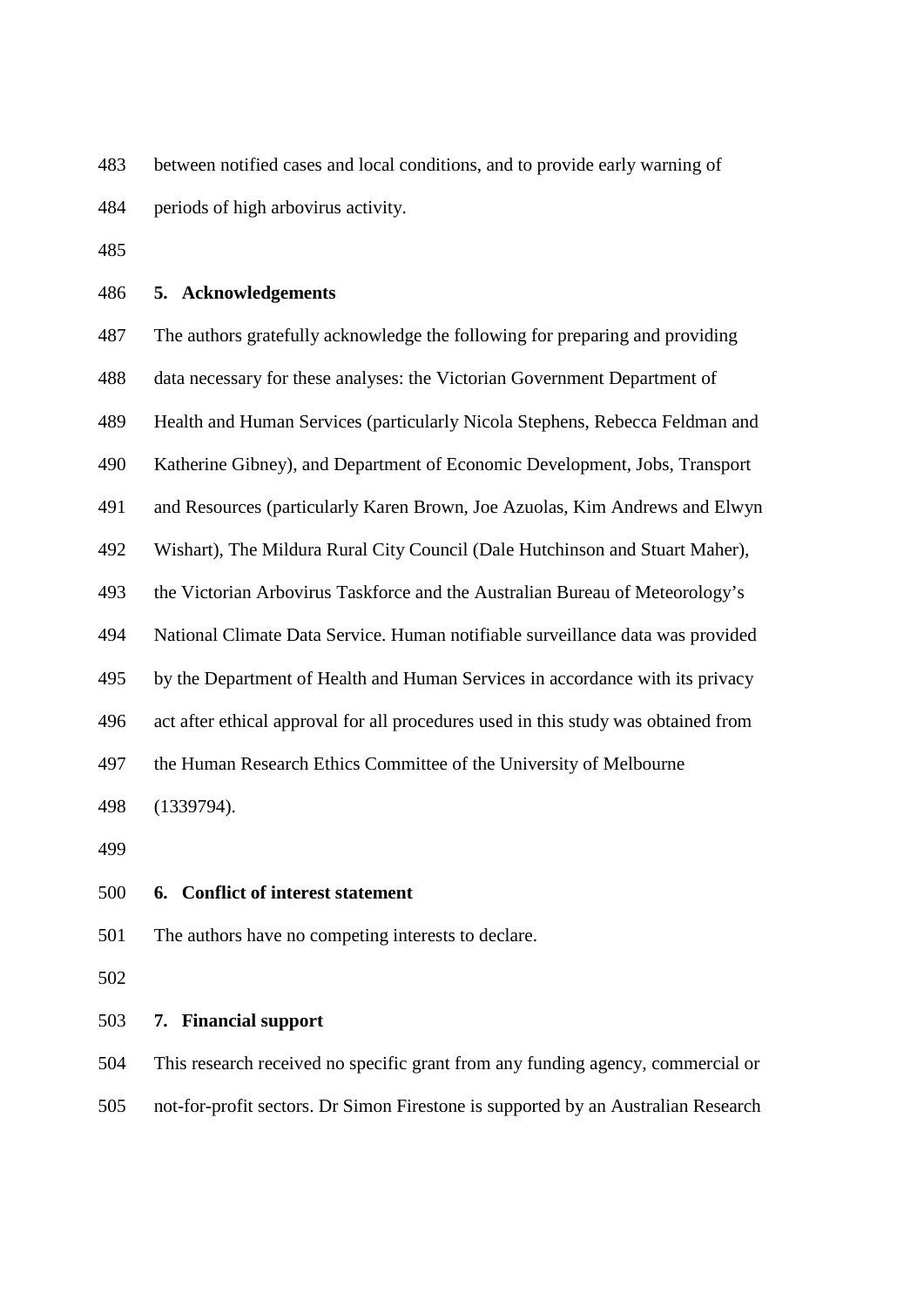between notified cases and local conditions, and to provide early warning of periods of high arbovirus activity.

## 5. Acknowledgements

The authors gratefully acknowledge the following for preparing and providing data necessary for these analyses: the Victorian Government Department of Health and Human Services (particularly Nicola Stephens, Rebecca Feldman and Katherine Gibney), and Department of Economic Development, Jobs, Transport and Resources (particularly Karen Brown, Joe Azuolas, Kim Andrews and Elwyn Wishart), The Mildura Rural City Council (Dale Hutchinson and Stuart Maher), the Victorian Arbovirus Taskforce and the Australian Bureau of Meteorology's National Climate Data Service. Human notifiable surveillance data was provided by the Department of Health and Human Services in accordance with its privacy act after ethical approval for all procedures used in this study was obtained from the Human Research Ethics Committee of the University of Melbourne (1339794).

## 6. Conflict of interest statement

The authors have no competing interests to declare.

## 7. Financial support

This research received no specific grant from any funding agency, commercial or not-for-profit sectors. Dr Simon Firestone is supported by an Australian Research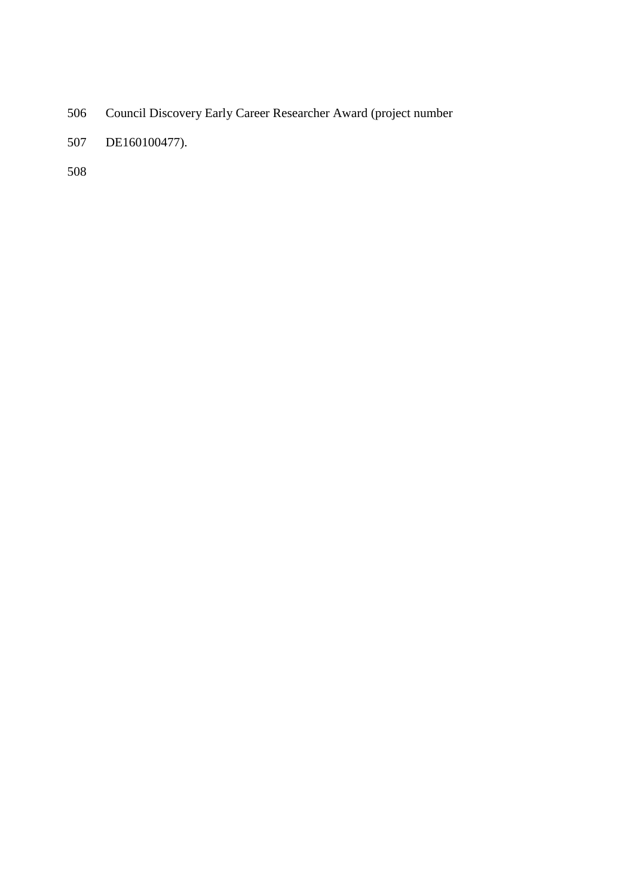Council Discovery Early Career Researcher Award (project number DE160100477).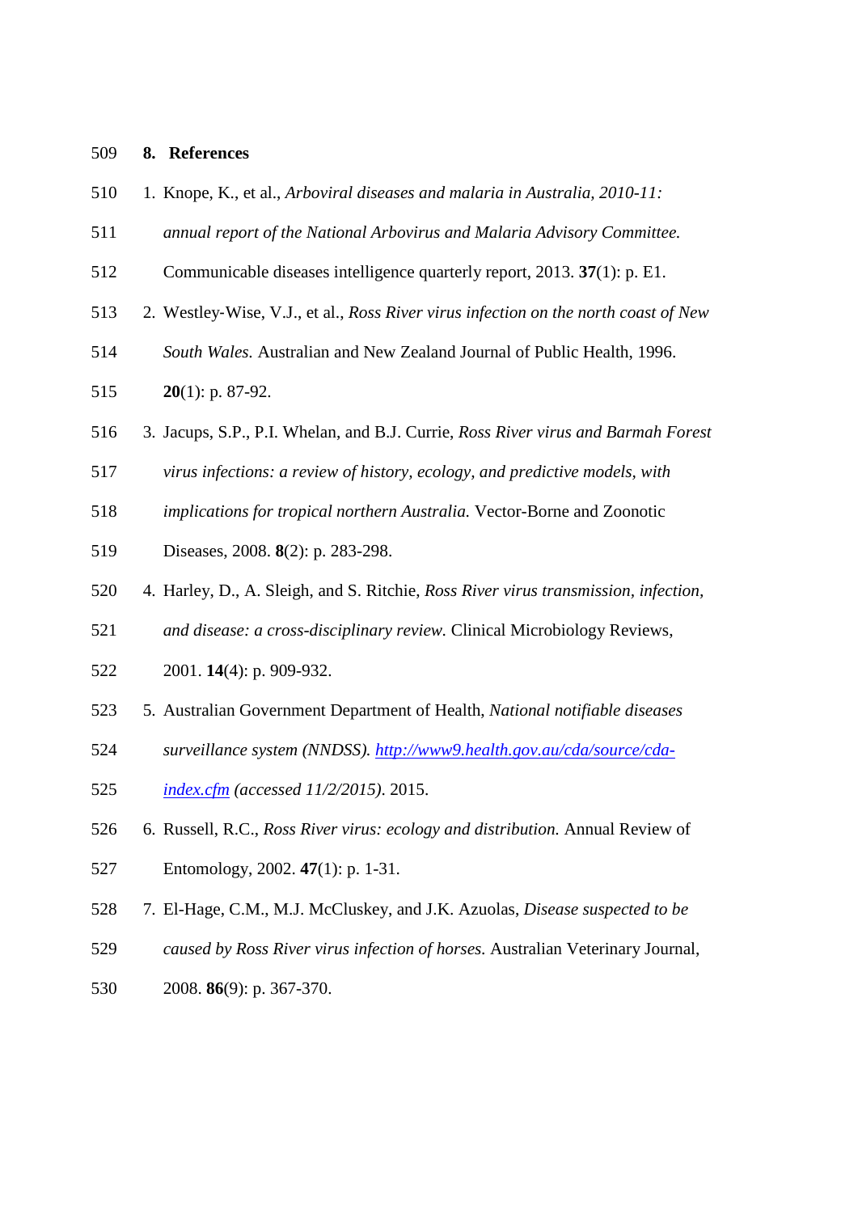## 8. References

1. Knope, K., et al., *Arboviral diseases and malaria in Australia, 2010-11: annual report of the National Arbovirus and Malaria Advisory Committee.* Communicable diseases intelligence quarterly report, 2013. **37**(1): p. E1.
2. Westley-Wise, V.J., et al., *Ross River virus infection on the north coast of New South Wales.* Australian and New Zealand Journal of Public Health, 1996. **20**(1): p. 87-92.
3. Jacups, S.P., P.I. Whelan, and B.J. Currie, *Ross River virus and Barmah Forest virus infections: a review of history, ecology, and predictive models, with implications for tropical northern Australia.* Vector-Borne and Zoonotic Diseases, 2008. **8**(2): p. 283-298.
4. Harley, D., A. Sleigh, and S. Ritchie, *Ross River virus transmission, infection, and disease: a cross-disciplinary review.* Clinical Microbiology Reviews, 2001. **14**(4): p. 909-932.
5. Australian Government Department of Health, *National notifiable diseases surveillance system (NNDSS). [http://www9.health.gov.au/cda/source/cda-index.cfm](http://www9.health.gov.au/cda/source/cda-index.cfm) (accessed 11/2/2015)*. 2015.
6. Russell, R.C., *Ross River virus: ecology and distribution.* Annual Review of Entomology, 2002. **47**(1): p. 1-31.
7. El-Hage, C.M., M.J. McCluskey, and J.K. Azuolas, *Disease suspected to be caused by Ross River virus infection of horses.* Australian Veterinary Journal, 2008. **86**(9): p. 367-370.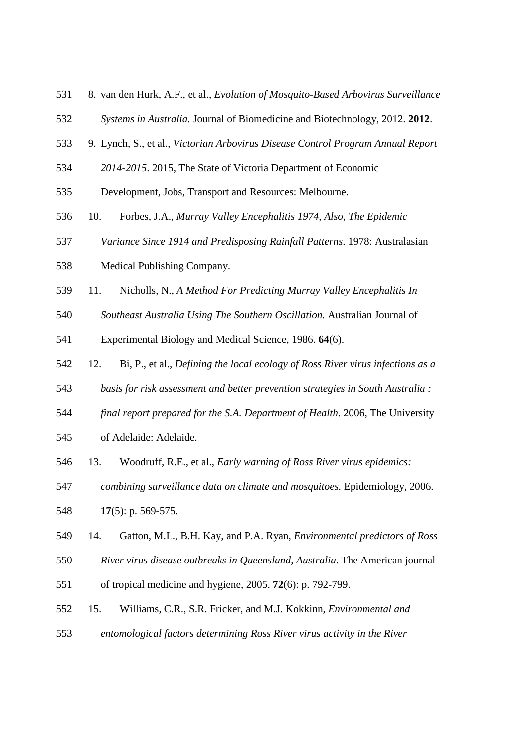8. van den Hurk, A.F., et al., *Evolution of Mosquito-Based Arbovirus Surveillance Systems in Australia.* Journal of Biomedicine and Biotechnology, 2012. **2012**.
9. Lynch, S., et al., *Victorian Arbovirus Disease Control Program Annual Report 2014-2015*. 2015, The State of Victoria Department of Economic Development, Jobs, Transport and Resources: Melbourne.
10. Forbes, J.A., *Murray Valley Encephalitis 1974, Also, The Epidemic Variance Since 1914 and Predisposing Rainfall Patterns*. 1978: Australasian Medical Publishing Company.
11. Nicholls, N., *A Method For Predicting Murray Valley Encephalitis In Southeast Australia Using The Southern Oscillation.* Australian Journal of Experimental Biology and Medical Science, 1986. **64**(6).
12. Bi, P., et al., *Defining the local ecology of Ross River virus infections as a basis for risk assessment and better prevention strategies in South Australia : final report prepared for the S.A. Department of Health*. 2006, The University of Adelaide: Adelaide.
13. Woodruff, R.E., et al., *Early warning of Ross River virus epidemics: combining surveillance data on climate and mosquitoes.* Epidemiology, 2006. **17**(5): p. 569-575.
14. Gatton, M.L., B.H. Kay, and P.A. Ryan, *Environmental predictors of Ross River virus disease outbreaks in Queensland, Australia.* The American journal of tropical medicine and hygiene, 2005. **72**(6): p. 792-799.
15. Williams, C.R., S.R. Fricker, and M.J. Kokkinn, *Environmental and entomological factors determining Ross River virus activity in the River*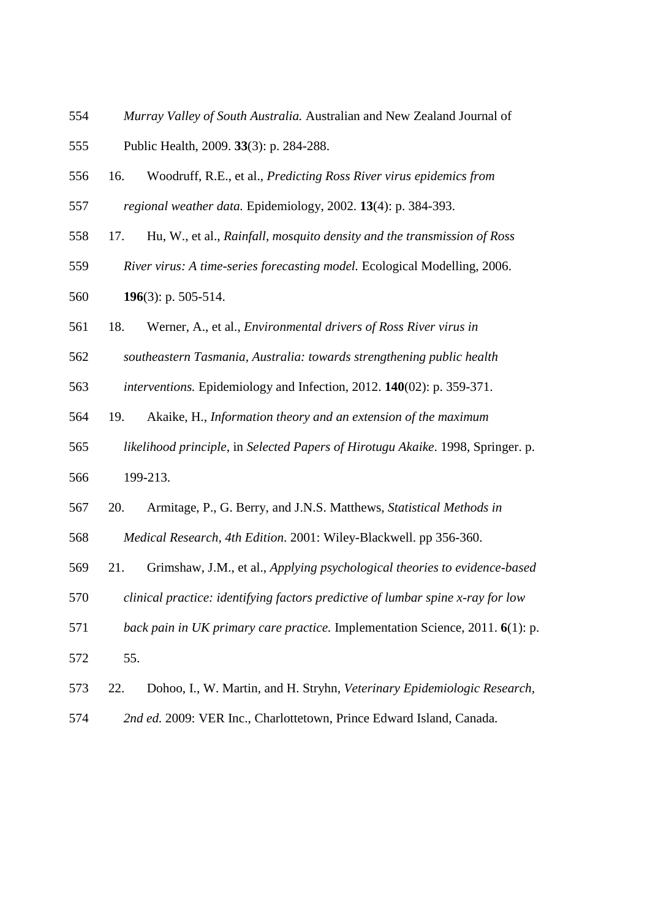*Murray Valley of South Australia.* Australian and New Zealand Journal of Public Health, 2009. **33**(3): p. 284-288.

16. Woodruff, R.E., et al., *Predicting Ross River virus epidemics from regional weather data.* Epidemiology, 2002. **13**(4): p. 384-393.

17. Hu, W., et al., *Rainfall, mosquito density and the transmission of Ross River virus: A time-series forecasting model.* Ecological Modelling, 2006. **196**(3): p. 505-514.

18. Werner, A., et al., *Environmental drivers of Ross River virus in southeastern Tasmania, Australia: towards strengthening public health interventions.* Epidemiology and Infection, 2012. **140**(02): p. 359-371.

19. Akaike, H., *Information theory and an extension of the maximum likelihood principle*, in *Selected Papers of Hirotugu Akaike*. 1998, Springer. p. 199-213.

20. Armitage, P., G. Berry, and J.N.S. Matthews, *Statistical Methods in Medical Research, 4th Edition*. 2001: Wiley-Blackwell. pp 356-360.

21. Grimshaw, J.M., et al., *Applying psychological theories to evidence-based clinical practice: identifying factors predictive of lumbar spine x-ray for low back pain in UK primary care practice.* Implementation Science, 2011. **6**(1): p. 55.

22. Dohoo, I., W. Martin, and H. Stryhn, *Veterinary Epidemiologic Research, 2nd ed.* 2009: VER Inc., Charlottetown, Prince Edward Island, Canada.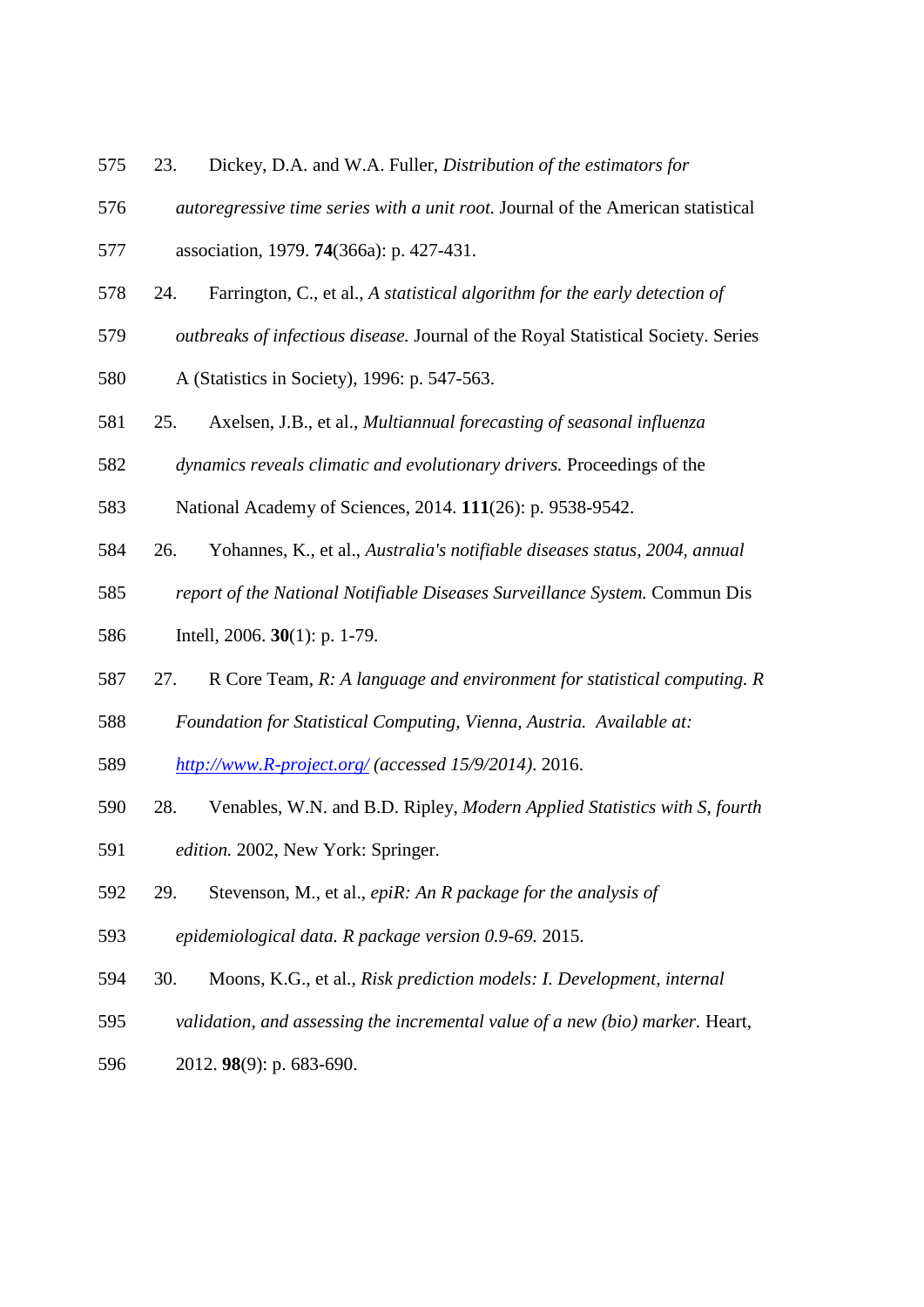23. Dickey, D.A. and W.A. Fuller, *Distribution of the estimators for autoregressive time series with a unit root.* Journal of the American statistical association, 1979. **74**(366a): p. 427-431.

24. Farrington, C., et al., *A statistical algorithm for the early detection of outbreaks of infectious disease.* Journal of the Royal Statistical Society. Series A (Statistics in Society), 1996: p. 547-563.

25. Axelsen, J.B., et al., *Multiannual forecasting of seasonal influenza dynamics reveals climatic and evolutionary drivers.* Proceedings of the National Academy of Sciences, 2014. **111**(26): p. 9538-9542.

26. Yohannes, K., et al., *Australia's notifiable diseases status, 2004, annual report of the National Notifiable Diseases Surveillance System.* Commun Dis Intell, 2006. **30**(1): p. 1-79.

27. R Core Team, *R: A language and environment for statistical computing. R Foundation for Statistical Computing, Vienna, Austria. Available at: [http://www.R-project.org/](http://www.R-project.org/) (accessed 15/9/2014).* 2016.

28. Venables, W.N. and B.D. Ripley, *Modern Applied Statistics with S, fourth edition.* 2002, New York: Springer.

29. Stevenson, M., et al., *epiR: An R package for the analysis of epidemiological data. R package version 0.9-69.* 2015.

30. Moons, K.G., et al., *Risk prediction models: I. Development, internal validation, and assessing the incremental value of a new (bio) marker.* Heart, 2012. **98**(9): p. 683-690.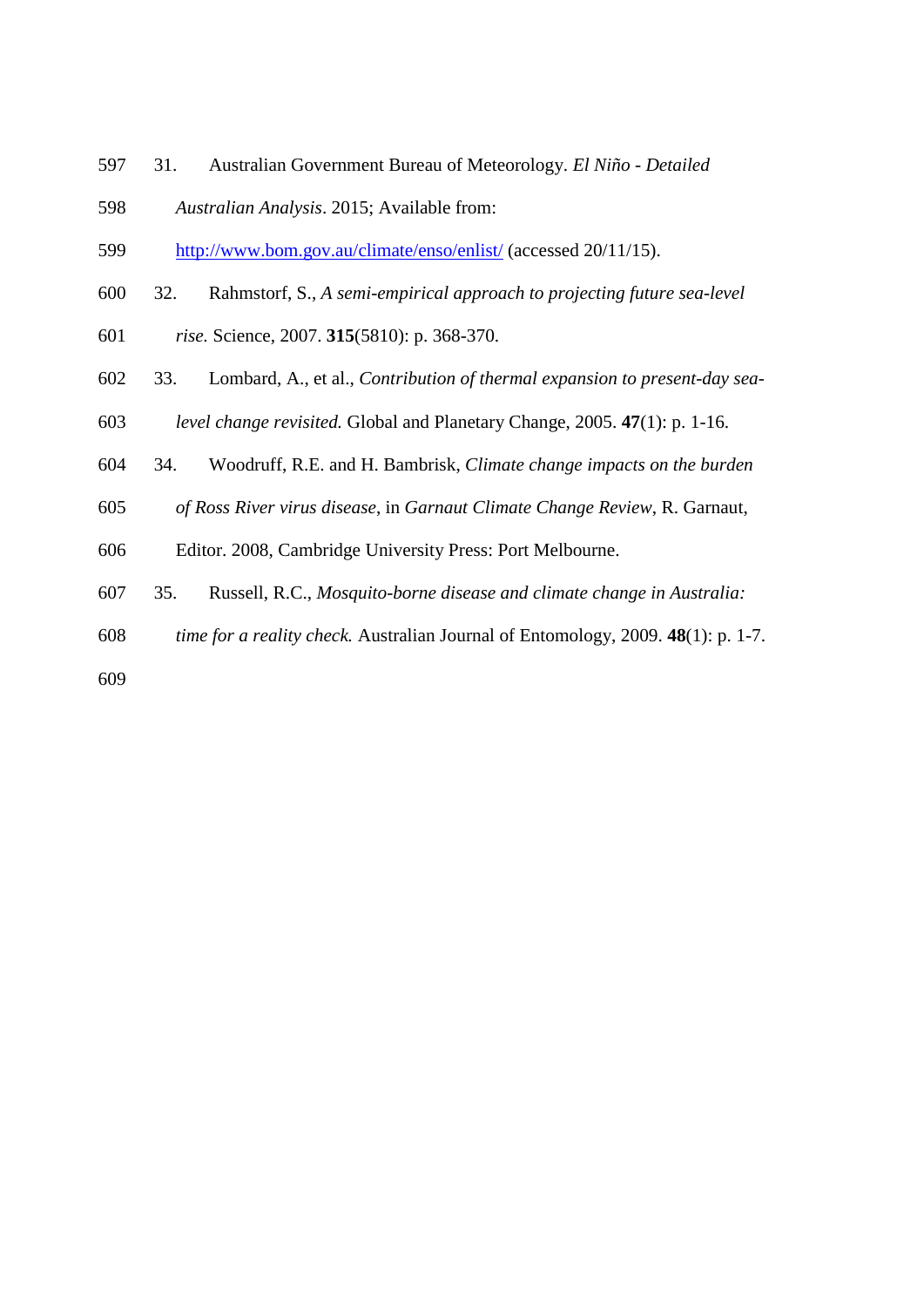31. Australian Government Bureau of Meteorology. *El Niño - Detailed Australian Analysis*. 2015; Available from: http://www.bom.gov.au/climate/enso/enlist/ (accessed 20/11/15).

32. Rahmstorf, S., *A semi-empirical approach to projecting future sea-level rise.* Science, 2007. **315**(5810): p. 368-370.

33. Lombard, A., et al., *Contribution of thermal expansion to present-day sea-level change revisited.* Global and Planetary Change, 2005. **47**(1): p. 1-16.

34. Woodruff, R.E. and H. Bambrisk, *Climate change impacts on the burden of Ross River virus disease*, in *Garnaut Climate Change Review*, R. Garnaut, Editor. 2008, Cambridge University Press: Port Melbourne.

35. Russell, R.C., *Mosquito-borne disease and climate change in Australia: time for a reality check.* Australian Journal of Entomology, 2009. **48**(1): p. 1-7.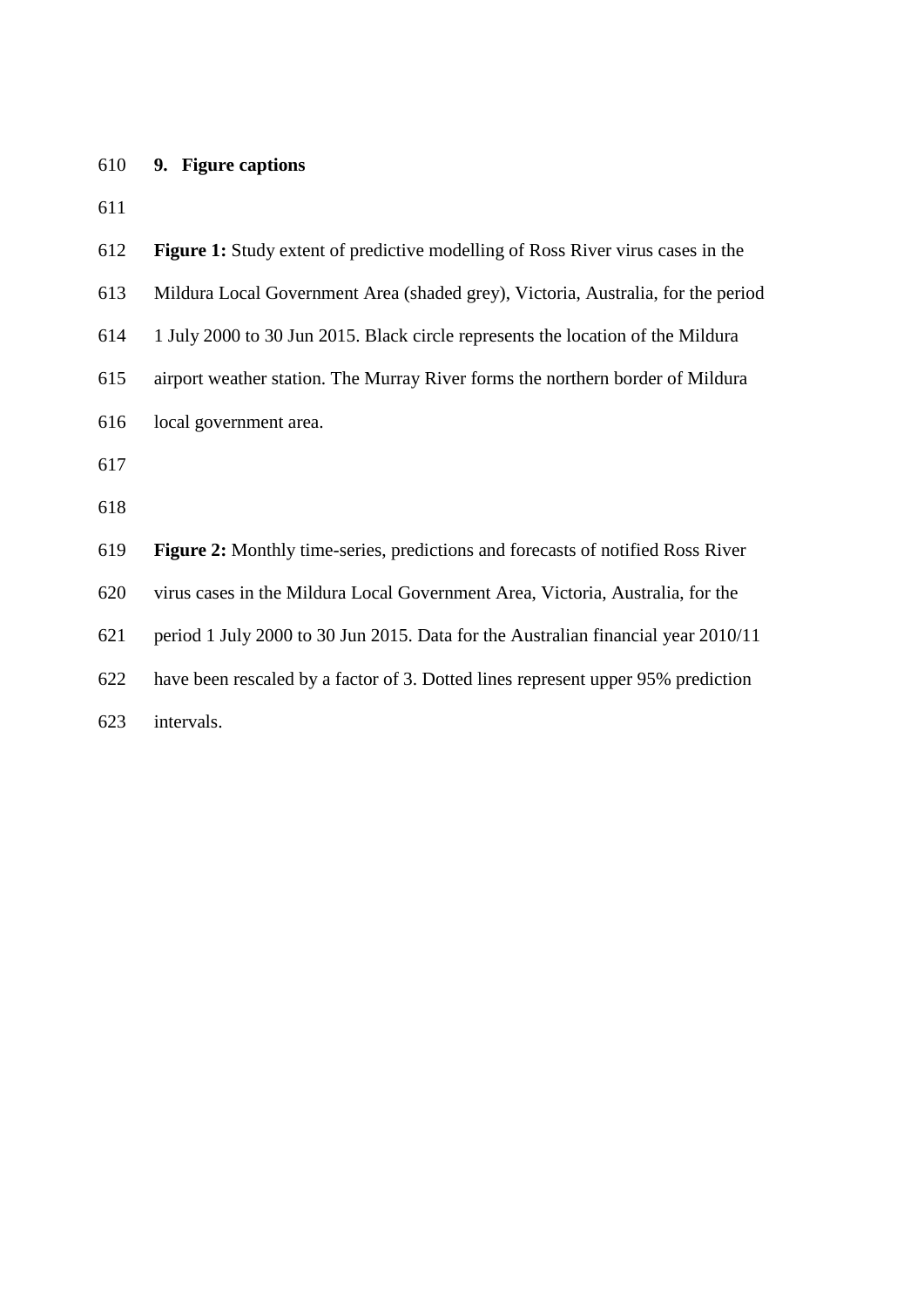## 9. Figure captions

**Figure 1:** Study extent of predictive modelling of Ross River virus cases in the Mildura Local Government Area (shaded grey), Victoria, Australia, for the period 1 July 2000 to 30 Jun 2015. Black circle represents the location of the Mildura airport weather station. The Murray River forms the northern border of Mildura local government area.

**Figure 2:** Monthly time-series, predictions and forecasts of notified Ross River virus cases in the Mildura Local Government Area, Victoria, Australia, for the period 1 July 2000 to 30 Jun 2015. Data for the Australian financial year 2010/11 have been rescaled by a factor of 3. Dotted lines represent upper 95% prediction intervals.